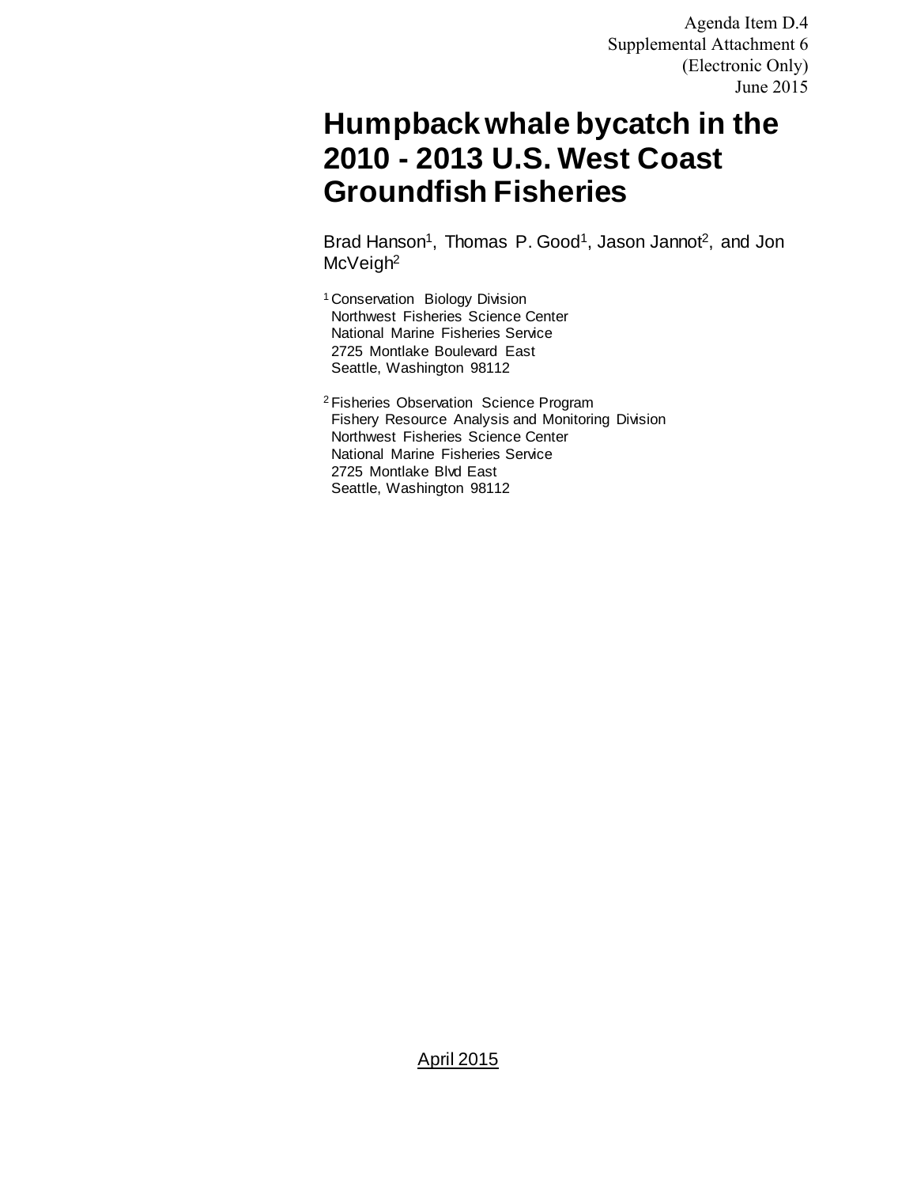Agenda Item D.4
Supplemental Attachment 6
(Electronic Only)
June 2015

# Humpback whale bycatch in the 2010 - 2013 U.S. West Coast Groundfish Fisheries

Brad Hanson[1], Thomas P. Good[1], Jason Jannot[2], and Jon McVeigh[2]

[1] Conservation Biology Division
Northwest Fisheries Science Center
National Marine Fisheries Service
2725 Montlake Boulevard East
Seattle, Washington 98112

[2] Fisheries Observation Science Program
Fishery Resource Analysis and Monitoring Division
Northwest Fisheries Science Center
National Marine Fisheries Service
2725 Montlake Blvd East
Seattle, Washington 98112

April 2015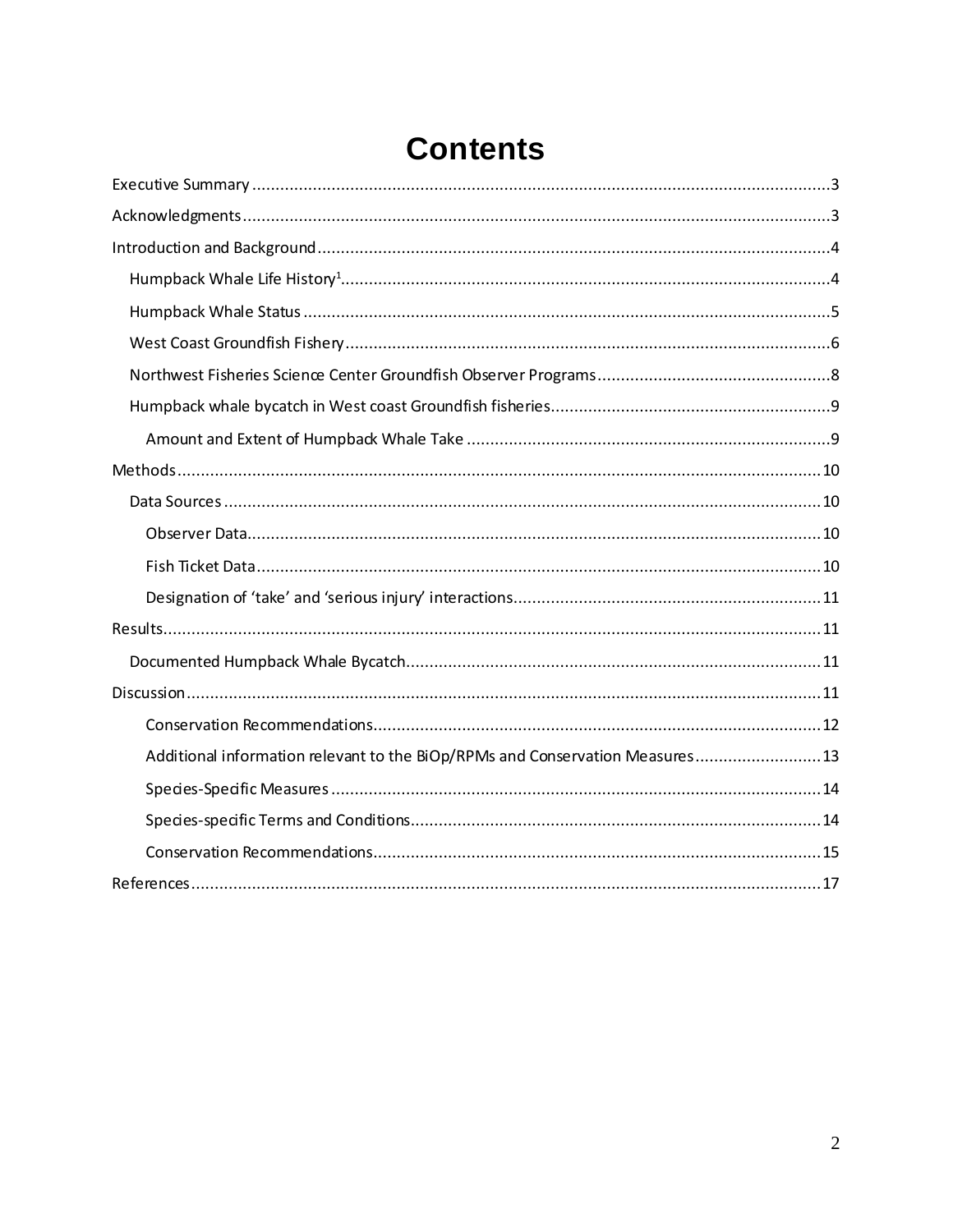# Contents

Executive Summary ........ 3
Acknowledgments ........ 3
Introduction and Background ........ 4
- Humpback Whale Life History[1] ........ 4
- Humpback Whale Status ........ 5
- West Coast Groundfish Fishery ........ 6
- Northwest Fisheries Science Center Groundfish Observer Programs ........ 8
- Humpback whale bycatch in West coast Groundfish fisheries ........ 9
  - Amount and Extent of Humpback Whale Take ........ 9

Methods ........ 10
- Data Sources ........ 10
  - Observer Data ........ 10
  - Fish Ticket Data ........ 10
  - Designation of 'take' and 'serious injury' interactions ........ 11

Results ........ 11
- Documented Humpback Whale Bycatch ........ 11

Discussion ........ 11
- Conservation Recommendations ........ 12
- Additional information relevant to the BiOp/RPMs and Conservation Measures ........ 13
- Species-Specific Measures ........ 14
- Species-specific Terms and Conditions ........ 14
- Conservation Recommendations ........ 15

References ........ 17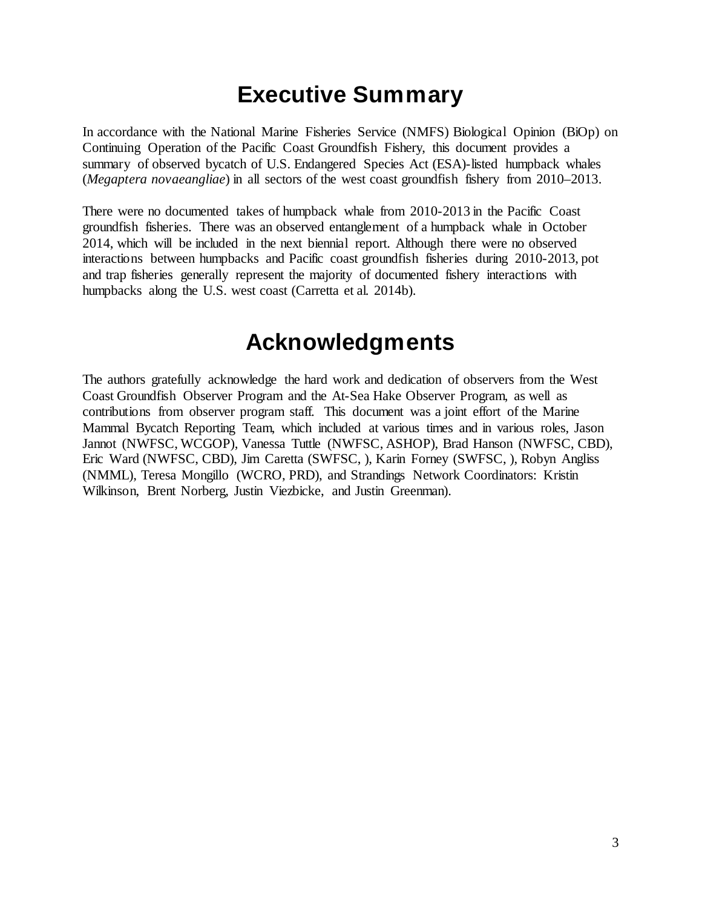# Executive Summary

In accordance with the National Marine Fisheries Service (NMFS) Biological Opinion (BiOp) on Continuing Operation of the Pacific Coast Groundfish Fishery, this document provides a summary of observed bycatch of U.S. Endangered Species Act (ESA)-listed humpback whales (*Megaptera novaeangliae*) in all sectors of the west coast groundfish fishery from 2010–2013.

There were no documented takes of humpback whale from 2010-2013 in the Pacific Coast groundfish fisheries. There was an observed entanglement of a humpback whale in October 2014, which will be included in the next biennial report. Although there were no observed interactions between humpbacks and Pacific coast groundfish fisheries during 2010-2013, pot and trap fisheries generally represent the majority of documented fishery interactions with humpbacks along the U.S. west coast (Carretta et al. 2014b).

# Acknowledgments

The authors gratefully acknowledge the hard work and dedication of observers from the West Coast Groundfish Observer Program and the At-Sea Hake Observer Program, as well as contributions from observer program staff. This document was a joint effort of the Marine Mammal Bycatch Reporting Team, which included at various times and in various roles, Jason Jannot (NWFSC, WCGOP), Vanessa Tuttle (NWFSC, ASHOP), Brad Hanson (NWFSC, CBD), Eric Ward (NWFSC, CBD), Jim Caretta (SWFSC, ), Karin Forney (SWFSC, ), Robyn Angliss (NMML), Teresa Mongillo (WCRO, PRD), and Strandings Network Coordinators: Kristin Wilkinson, Brent Norberg, Justin Viezbicke, and Justin Greenman).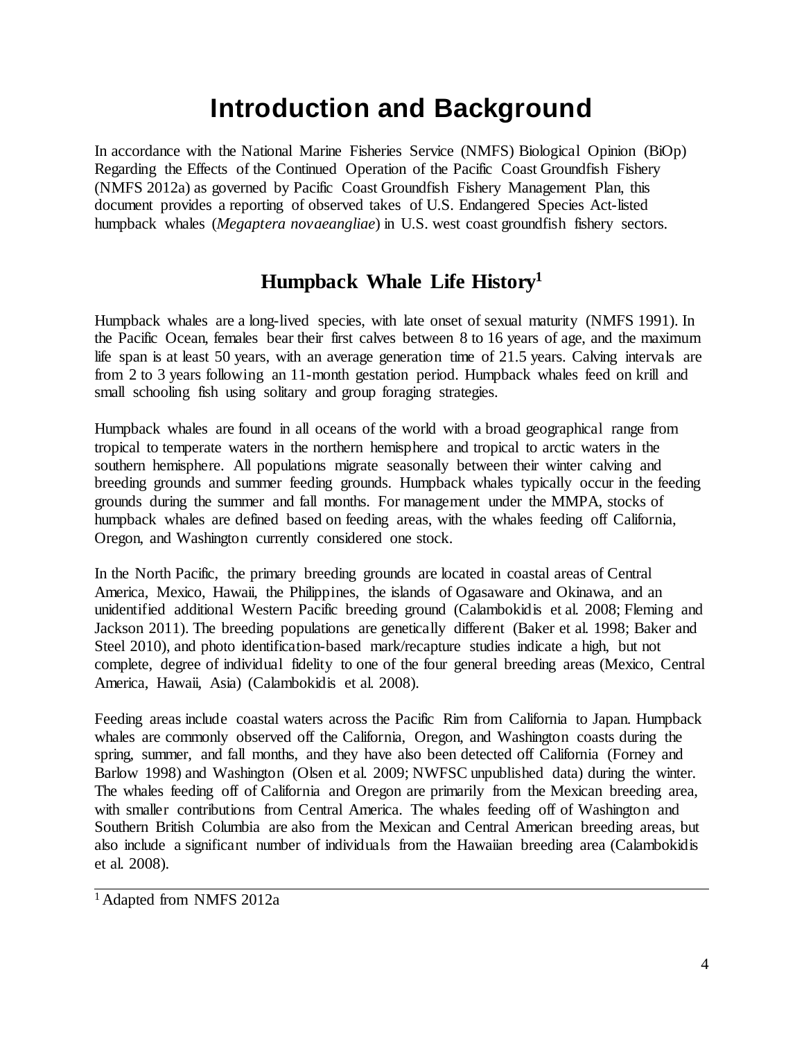# Introduction and Background

In accordance with the National Marine Fisheries Service (NMFS) Biological Opinion (BiOp) Regarding the Effects of the Continued Operation of the Pacific Coast Groundfish Fishery (NMFS 2012a) as governed by Pacific Coast Groundfish Fishery Management Plan, this document provides a reporting of observed takes of U.S. Endangered Species Act-listed humpback whales (*Megaptera novaeangliae*) in U.S. west coast groundfish fishery sectors.

## Humpback Whale Life History[1]

Humpback whales are a long-lived species, with late onset of sexual maturity (NMFS 1991). In the Pacific Ocean, females bear their first calves between 8 to 16 years of age, and the maximum life span is at least 50 years, with an average generation time of 21.5 years. Calving intervals are from 2 to 3 years following an 11-month gestation period. Humpback whales feed on krill and small schooling fish using solitary and group foraging strategies.

Humpback whales are found in all oceans of the world with a broad geographical range from tropical to temperate waters in the northern hemisphere and tropical to arctic waters in the southern hemisphere. All populations migrate seasonally between their winter calving and breeding grounds and summer feeding grounds. Humpback whales typically occur in the feeding grounds during the summer and fall months. For management under the MMPA, stocks of humpback whales are defined based on feeding areas, with the whales feeding off California, Oregon, and Washington currently considered one stock.

In the North Pacific, the primary breeding grounds are located in coastal areas of Central America, Mexico, Hawaii, the Philippines, the islands of Ogasaware and Okinawa, and an unidentified additional Western Pacific breeding ground (Calambokidis et al. 2008; Fleming and Jackson 2011). The breeding populations are genetically different (Baker et al. 1998; Baker and Steel 2010), and photo identification-based mark/recapture studies indicate a high, but not complete, degree of individual fidelity to one of the four general breeding areas (Mexico, Central America, Hawaii, Asia) (Calambokidis et al. 2008).

Feeding areas include coastal waters across the Pacific Rim from California to Japan. Humpback whales are commonly observed off the California, Oregon, and Washington coasts during the spring, summer, and fall months, and they have also been detected off California (Forney and Barlow 1998) and Washington (Olsen et al. 2009; NWFSC unpublished data) during the winter. The whales feeding off of California and Oregon are primarily from the Mexican breeding area, with smaller contributions from Central America. The whales feeding off of Washington and Southern British Columbia are also from the Mexican and Central American breeding areas, but also include a significant number of individuals from the Hawaiian breeding area (Calambokidis et al. 2008).

---

[1] Adapted from NMFS 2012a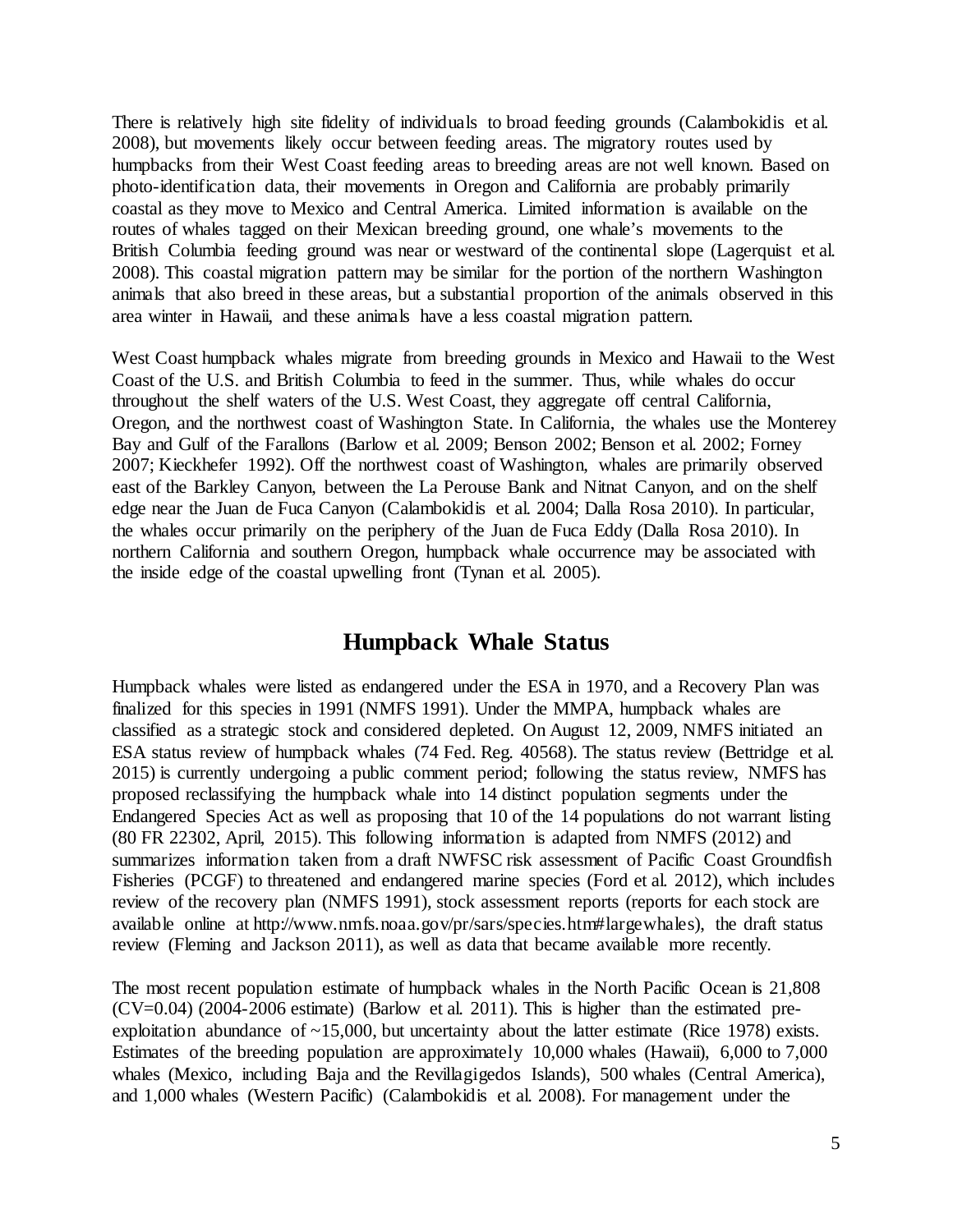There is relatively high site fidelity of individuals to broad feeding grounds (Calambokidis et al. 2008), but movements likely occur between feeding areas. The migratory routes used by humpbacks from their West Coast feeding areas to breeding areas are not well known. Based on photo-identification data, their movements in Oregon and California are probably primarily coastal as they move to Mexico and Central America. Limited information is available on the routes of whales tagged on their Mexican breeding ground, one whale's movements to the British Columbia feeding ground was near or westward of the continental slope (Lagerquist et al. 2008). This coastal migration pattern may be similar for the portion of the northern Washington animals that also breed in these areas, but a substantial proportion of the animals observed in this area winter in Hawaii, and these animals have a less coastal migration pattern.

West Coast humpback whales migrate from breeding grounds in Mexico and Hawaii to the West Coast of the U.S. and British Columbia to feed in the summer. Thus, while whales do occur throughout the shelf waters of the U.S. West Coast, they aggregate off central California, Oregon, and the northwest coast of Washington State. In California, the whales use the Monterey Bay and Gulf of the Farallons (Barlow et al. 2009; Benson 2002; Benson et al. 2002; Forney 2007; Kieckhefer 1992). Off the northwest coast of Washington, whales are primarily observed east of the Barkley Canyon, between the La Perouse Bank and Nitnat Canyon, and on the shelf edge near the Juan de Fuca Canyon (Calambokidis et al. 2004; Dalla Rosa 2010). In particular, the whales occur primarily on the periphery of the Juan de Fuca Eddy (Dalla Rosa 2010). In northern California and southern Oregon, humpback whale occurrence may be associated with the inside edge of the coastal upwelling front (Tynan et al. 2005).

## Humpback Whale Status

Humpback whales were listed as endangered under the ESA in 1970, and a Recovery Plan was finalized for this species in 1991 (NMFS 1991). Under the MMPA, humpback whales are classified as a strategic stock and considered depleted. On August 12, 2009, NMFS initiated an ESA status review of humpback whales (74 Fed. Reg. 40568). The status review (Bettridge et al. 2015) is currently undergoing a public comment period; following the status review, NMFS has proposed reclassifying the humpback whale into 14 distinct population segments under the Endangered Species Act as well as proposing that 10 of the 14 populations do not warrant listing (80 FR 22302, April, 2015). This following information is adapted from NMFS (2012) and summarizes information taken from a draft NWFSC risk assessment of Pacific Coast Groundfish Fisheries (PCGF) to threatened and endangered marine species (Ford et al. 2012), which includes review of the recovery plan (NMFS 1991), stock assessment reports (reports for each stock are available online at http://www.nmfs.noaa.gov/pr/sars/species.htm#largewhales), the draft status review (Fleming and Jackson 2011), as well as data that became available more recently.

The most recent population estimate of humpback whales in the North Pacific Ocean is 21,808 (CV=0.04) (2004-2006 estimate) (Barlow et al. 2011). This is higher than the estimated pre-exploitation abundance of ~15,000, but uncertainty about the latter estimate (Rice 1978) exists. Estimates of the breeding population are approximately 10,000 whales (Hawaii), 6,000 to 7,000 whales (Mexico, including Baja and the Revillagigedos Islands), 500 whales (Central America), and 1,000 whales (Western Pacific) (Calambokidis et al. 2008). For management under the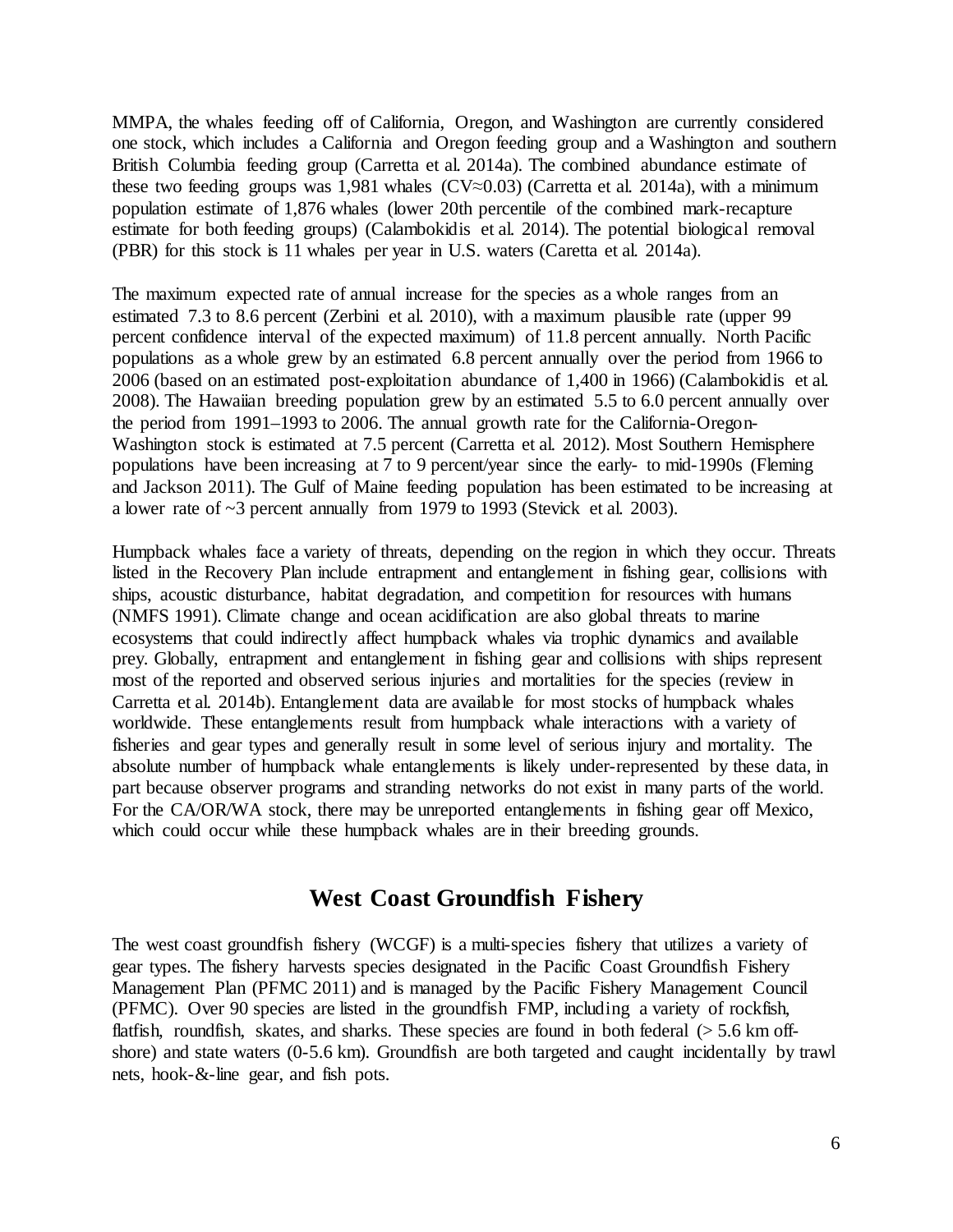MMPA, the whales feeding off of California, Oregon, and Washington are currently considered one stock, which includes a California and Oregon feeding group and a Washington and southern British Columbia feeding group (Carretta et al. 2014a). The combined abundance estimate of these two feeding groups was 1,981 whales (CV≈0.03) (Carretta et al. 2014a), with a minimum population estimate of 1,876 whales (lower 20th percentile of the combined mark-recapture estimate for both feeding groups) (Calambokidis et al. 2014). The potential biological removal (PBR) for this stock is 11 whales per year in U.S. waters (Caretta et al. 2014a).

The maximum expected rate of annual increase for the species as a whole ranges from an estimated 7.3 to 8.6 percent (Zerbini et al. 2010), with a maximum plausible rate (upper 99 percent confidence interval of the expected maximum) of 11.8 percent annually. North Pacific populations as a whole grew by an estimated 6.8 percent annually over the period from 1966 to 2006 (based on an estimated post-exploitation abundance of 1,400 in 1966) (Calambokidis et al. 2008). The Hawaiian breeding population grew by an estimated 5.5 to 6.0 percent annually over the period from 1991–1993 to 2006. The annual growth rate for the California-Oregon-Washington stock is estimated at 7.5 percent (Carretta et al. 2012). Most Southern Hemisphere populations have been increasing at 7 to 9 percent/year since the early- to mid-1990s (Fleming and Jackson 2011). The Gulf of Maine feeding population has been estimated to be increasing at a lower rate of ~3 percent annually from 1979 to 1993 (Stevick et al. 2003).

Humpback whales face a variety of threats, depending on the region in which they occur. Threats listed in the Recovery Plan include entrapment and entanglement in fishing gear, collisions with ships, acoustic disturbance, habitat degradation, and competition for resources with humans (NMFS 1991). Climate change and ocean acidification are also global threats to marine ecosystems that could indirectly affect humpback whales via trophic dynamics and available prey. Globally, entrapment and entanglement in fishing gear and collisions with ships represent most of the reported and observed serious injuries and mortalities for the species (review in Carretta et al. 2014b). Entanglement data are available for most stocks of humpback whales worldwide. These entanglements result from humpback whale interactions with a variety of fisheries and gear types and generally result in some level of serious injury and mortality. The absolute number of humpback whale entanglements is likely under-represented by these data, in part because observer programs and stranding networks do not exist in many parts of the world. For the CA/OR/WA stock, there may be unreported entanglements in fishing gear off Mexico, which could occur while these humpback whales are in their breeding grounds.

## West Coast Groundfish Fishery

The west coast groundfish fishery (WCGF) is a multi-species fishery that utilizes a variety of gear types. The fishery harvests species designated in the Pacific Coast Groundfish Fishery Management Plan (PFMC 2011) and is managed by the Pacific Fishery Management Council (PFMC). Over 90 species are listed in the groundfish FMP, including a variety of rockfish, flatfish, roundfish, skates, and sharks. These species are found in both federal (> 5.6 km off-shore) and state waters (0-5.6 km). Groundfish are both targeted and caught incidentally by trawl nets, hook-&-line gear, and fish pots.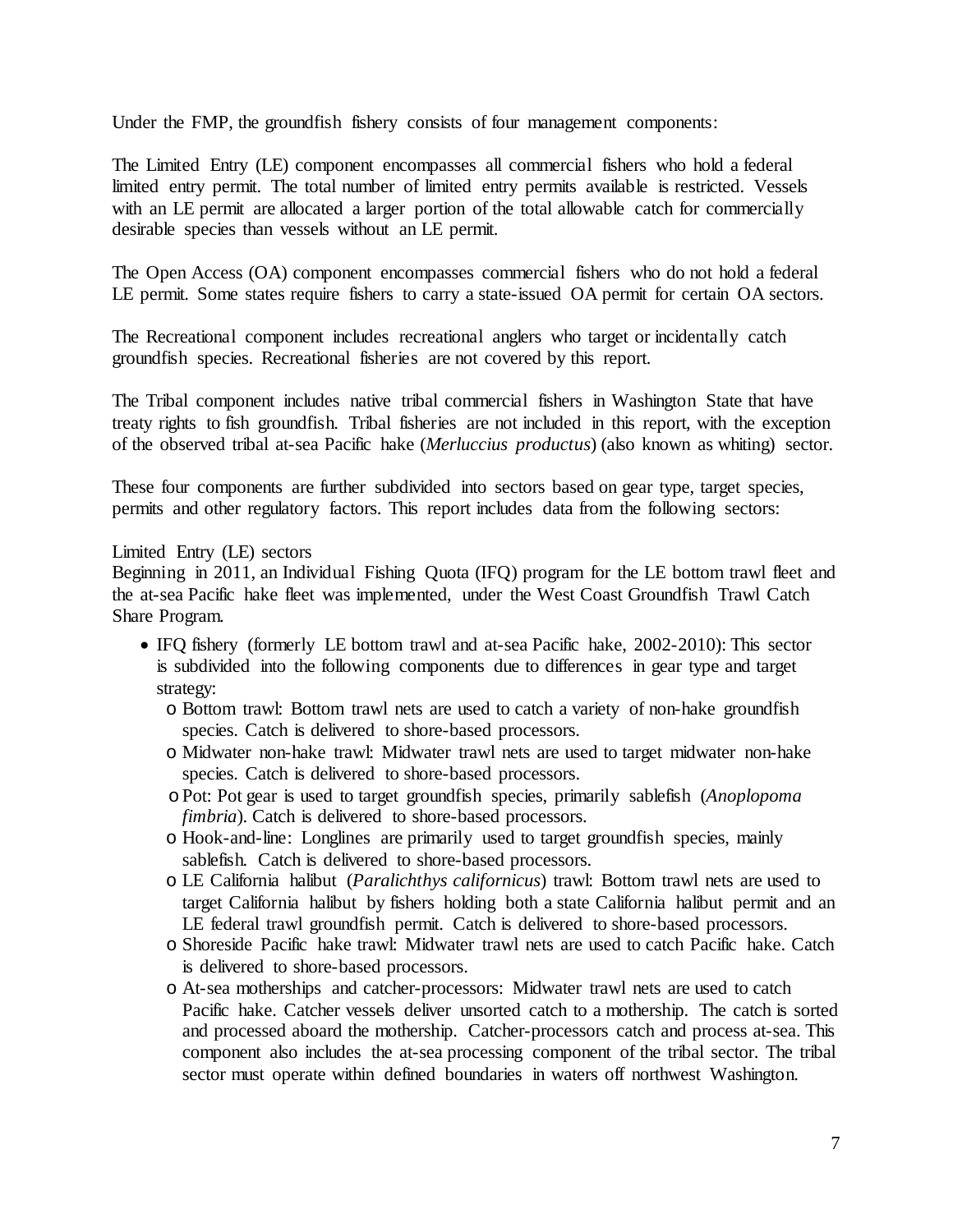Under the FMP, the groundfish fishery consists of four management components:

The Limited Entry (LE) component encompasses all commercial fishers who hold a federal limited entry permit. The total number of limited entry permits available is restricted. Vessels with an LE permit are allocated a larger portion of the total allowable catch for commercially desirable species than vessels without an LE permit.

The Open Access (OA) component encompasses commercial fishers who do not hold a federal LE permit. Some states require fishers to carry a state-issued OA permit for certain OA sectors.

The Recreational component includes recreational anglers who target or incidentally catch groundfish species. Recreational fisheries are not covered by this report.

The Tribal component includes native tribal commercial fishers in Washington State that have treaty rights to fish groundfish. Tribal fisheries are not included in this report, with the exception of the observed tribal at-sea Pacific hake (*Merluccius productus*) (also known as whiting) sector.

These four components are further subdivided into sectors based on gear type, target species, permits and other regulatory factors. This report includes data from the following sectors:

Limited Entry (LE) sectors

Beginning in 2011, an Individual Fishing Quota (IFQ) program for the LE bottom trawl fleet and the at-sea Pacific hake fleet was implemented, under the West Coast Groundfish Trawl Catch Share Program.

- IFQ fishery (formerly LE bottom trawl and at-sea Pacific hake, 2002-2010): This sector is subdivided into the following components due to differences in gear type and target strategy:
  - Bottom trawl: Bottom trawl nets are used to catch a variety of non-hake groundfish species. Catch is delivered to shore-based processors.
  - Midwater non-hake trawl: Midwater trawl nets are used to target midwater non-hake species. Catch is delivered to shore-based processors.
  - Pot: Pot gear is used to target groundfish species, primarily sablefish (*Anoplopoma fimbria*). Catch is delivered to shore-based processors.
  - Hook-and-line: Longlines are primarily used to target groundfish species, mainly sablefish. Catch is delivered to shore-based processors.
  - LE California halibut (*Paralichthys californicus*) trawl: Bottom trawl nets are used to target California halibut by fishers holding both a state California halibut permit and an LE federal trawl groundfish permit. Catch is delivered to shore-based processors.
  - Shoreside Pacific hake trawl: Midwater trawl nets are used to catch Pacific hake. Catch is delivered to shore-based processors.
  - At-sea motherships and catcher-processors: Midwater trawl nets are used to catch Pacific hake. Catcher vessels deliver unsorted catch to a mothership. The catch is sorted and processed aboard the mothership. Catcher-processors catch and process at-sea. This component also includes the at-sea processing component of the tribal sector. The tribal sector must operate within defined boundaries in waters off northwest Washington.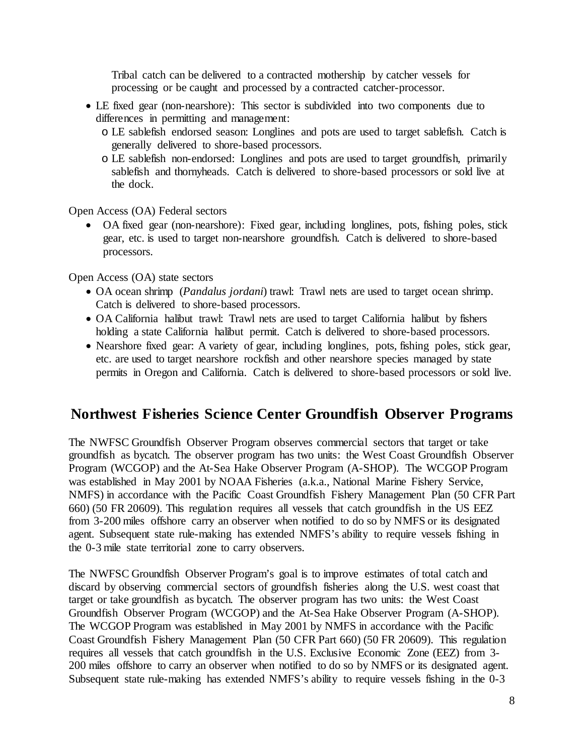Tribal catch can be delivered to a contracted mothership by catcher vessels for processing or be caught and processed by a contracted catcher-processor.

- LE fixed gear (non-nearshore): This sector is subdivided into two components due to differences in permitting and management:
    - LE sablefish endorsed season: Longlines and pots are used to target sablefish. Catch is generally delivered to shore-based processors.
    - LE sablefish non-endorsed: Longlines and pots are used to target groundfish, primarily sablefish and thornyheads. Catch is delivered to shore-based processors or sold live at the dock.

Open Access (OA) Federal sectors

- OA fixed gear (non-nearshore): Fixed gear, including longlines, pots, fishing poles, stick gear, etc. is used to target non-nearshore groundfish. Catch is delivered to shore-based processors.

Open Access (OA) state sectors

- OA ocean shrimp (*Pandalus jordani*) trawl: Trawl nets are used to target ocean shrimp. Catch is delivered to shore-based processors.
- OA California halibut trawl: Trawl nets are used to target California halibut by fishers holding a state California halibut permit. Catch is delivered to shore-based processors.
- Nearshore fixed gear: A variety of gear, including longlines, pots, fishing poles, stick gear, etc. are used to target nearshore rockfish and other nearshore species managed by state permits in Oregon and California. Catch is delivered to shore-based processors or sold live.

## Northwest Fisheries Science Center Groundfish Observer Programs

The NWFSC Groundfish Observer Program observes commercial sectors that target or take groundfish as bycatch. The observer program has two units: the West Coast Groundfish Observer Program (WCGOP) and the At-Sea Hake Observer Program (A-SHOP). The WCGOP Program was established in May 2001 by NOAA Fisheries (a.k.a., National Marine Fishery Service, NMFS) in accordance with the Pacific Coast Groundfish Fishery Management Plan (50 CFR Part 660) (50 FR 20609). This regulation requires all vessels that catch groundfish in the US EEZ from 3-200 miles offshore carry an observer when notified to do so by NMFS or its designated agent. Subsequent state rule-making has extended NMFS's ability to require vessels fishing in the 0-3 mile state territorial zone to carry observers.

The NWFSC Groundfish Observer Program's goal is to improve estimates of total catch and discard by observing commercial sectors of groundfish fisheries along the U.S. west coast that target or take groundfish as bycatch. The observer program has two units: the West Coast Groundfish Observer Program (WCGOP) and the At-Sea Hake Observer Program (A-SHOP). The WCGOP Program was established in May 2001 by NMFS in accordance with the Pacific Coast Groundfish Fishery Management Plan (50 CFR Part 660) (50 FR 20609). This regulation requires all vessels that catch groundfish in the U.S. Exclusive Economic Zone (EEZ) from 3-200 miles offshore to carry an observer when notified to do so by NMFS or its designated agent. Subsequent state rule-making has extended NMFS's ability to require vessels fishing in the 0-3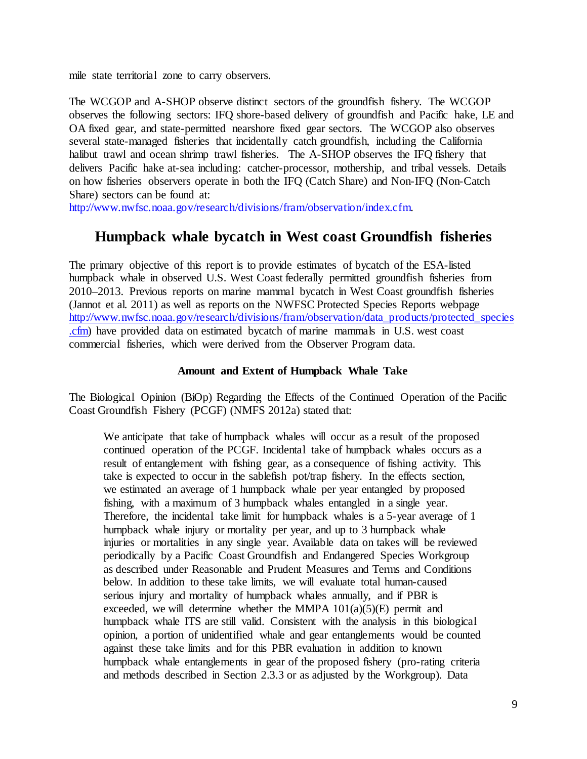mile state territorial zone to carry observers.

The WCGOP and A-SHOP observe distinct sectors of the groundfish fishery. The WCGOP observes the following sectors: IFQ shore-based delivery of groundfish and Pacific hake, LE and OA fixed gear, and state-permitted nearshore fixed gear sectors. The WCGOP also observes several state-managed fisheries that incidentally catch groundfish, including the California halibut trawl and ocean shrimp trawl fisheries. The A-SHOP observes the IFQ fishery that delivers Pacific hake at-sea including: catcher-processor, mothership, and tribal vessels. Details on how fisheries observers operate in both the IFQ (Catch Share) and Non-IFQ (Non-Catch Share) sectors can be found at: http://www.nwfsc.noaa.gov/research/divisions/fram/observation/index.cfm.

## Humpback whale bycatch in West coast Groundfish fisheries

The primary objective of this report is to provide estimates of bycatch of the ESA-listed humpback whale in observed U.S. West Coast federally permitted groundfish fisheries from 2010–2013. Previous reports on marine mammal bycatch in West Coast groundfish fisheries (Jannot et al. 2011) as well as reports on the NWFSC Protected Species Reports webpage http://www.nwfsc.noaa.gov/research/divisions/fram/observation/data_products/protected_species.cfm) have provided data on estimated bycatch of marine mammals in U.S. west coast commercial fisheries, which were derived from the Observer Program data.

### Amount and Extent of Humpback Whale Take

The Biological Opinion (BiOp) Regarding the Effects of the Continued Operation of the Pacific Coast Groundfish Fishery (PCGF) (NMFS 2012a) stated that:

> We anticipate that take of humpback whales will occur as a result of the proposed continued operation of the PCGF. Incidental take of humpback whales occurs as a result of entanglement with fishing gear, as a consequence of fishing activity. This take is expected to occur in the sablefish pot/trap fishery. In the effects section, we estimated an average of 1 humpback whale per year entangled by proposed fishing, with a maximum of 3 humpback whales entangled in a single year. Therefore, the incidental take limit for humpback whales is a 5-year average of 1 humpback whale injury or mortality per year, and up to 3 humpback whale injuries or mortalities in any single year. Available data on takes will be reviewed periodically by a Pacific Coast Groundfish and Endangered Species Workgroup as described under Reasonable and Prudent Measures and Terms and Conditions below. In addition to these take limits, we will evaluate total human-caused serious injury and mortality of humpback whales annually, and if PBR is exceeded, we will determine whether the MMPA 101(a)(5)(E) permit and humpback whale ITS are still valid. Consistent with the analysis in this biological opinion, a portion of unidentified whale and gear entanglements would be counted against these take limits and for this PBR evaluation in addition to known humpback whale entanglements in gear of the proposed fishery (pro-rating criteria and methods described in Section 2.3.3 or as adjusted by the Workgroup). Data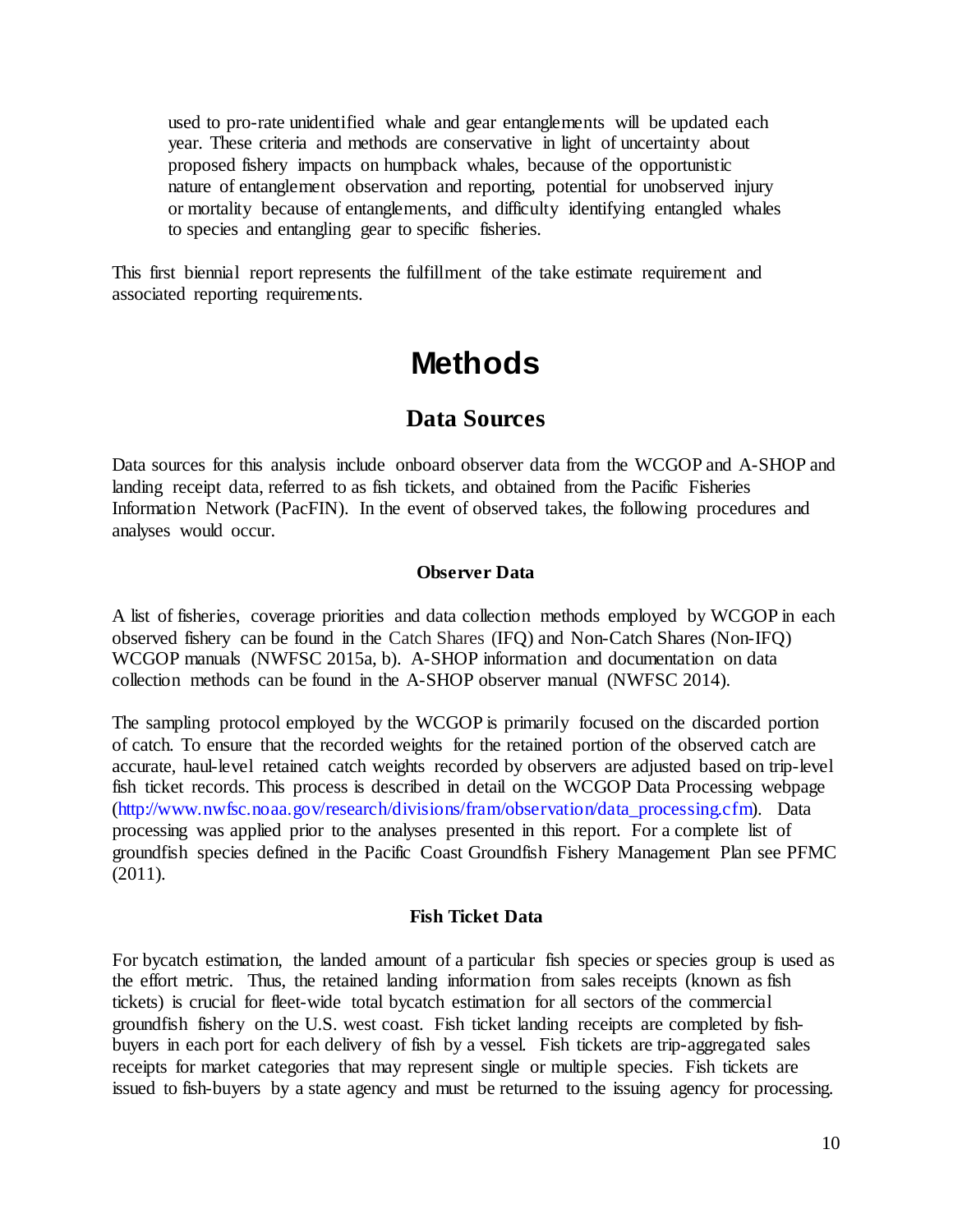used to pro-rate unidentified whale and gear entanglements will be updated each year. These criteria and methods are conservative in light of uncertainty about proposed fishery impacts on humpback whales, because of the opportunistic nature of entanglement observation and reporting, potential for unobserved injury or mortality because of entanglements, and difficulty identifying entangled whales to species and entangling gear to specific fisheries.

This first biennial report represents the fulfillment of the take estimate requirement and associated reporting requirements.

# Methods

## Data Sources

Data sources for this analysis include onboard observer data from the WCGOP and A-SHOP and landing receipt data, referred to as fish tickets, and obtained from the Pacific Fisheries Information Network (PacFIN). In the event of observed takes, the following procedures and analyses would occur.

### Observer Data

A list of fisheries, coverage priorities and data collection methods employed by WCGOP in each observed fishery can be found in the Catch Shares (IFQ) and Non-Catch Shares (Non-IFQ) WCGOP manuals (NWFSC 2015a, b). A-SHOP information and documentation on data collection methods can be found in the A-SHOP observer manual (NWFSC 2014).

The sampling protocol employed by the WCGOP is primarily focused on the discarded portion of catch. To ensure that the recorded weights for the retained portion of the observed catch are accurate, haul-level retained catch weights recorded by observers are adjusted based on trip-level fish ticket records. This process is described in detail on the WCGOP Data Processing webpage (http://www.nwfsc.noaa.gov/research/divisions/fram/observation/data_processing.cfm). Data processing was applied prior to the analyses presented in this report. For a complete list of groundfish species defined in the Pacific Coast Groundfish Fishery Management Plan see PFMC (2011).

### Fish Ticket Data

For bycatch estimation, the landed amount of a particular fish species or species group is used as the effort metric. Thus, the retained landing information from sales receipts (known as fish tickets) is crucial for fleet-wide total bycatch estimation for all sectors of the commercial groundfish fishery on the U.S. west coast. Fish ticket landing receipts are completed by fish-buyers in each port for each delivery of fish by a vessel. Fish tickets are trip-aggregated sales receipts for market categories that may represent single or multiple species. Fish tickets are issued to fish-buyers by a state agency and must be returned to the issuing agency for processing.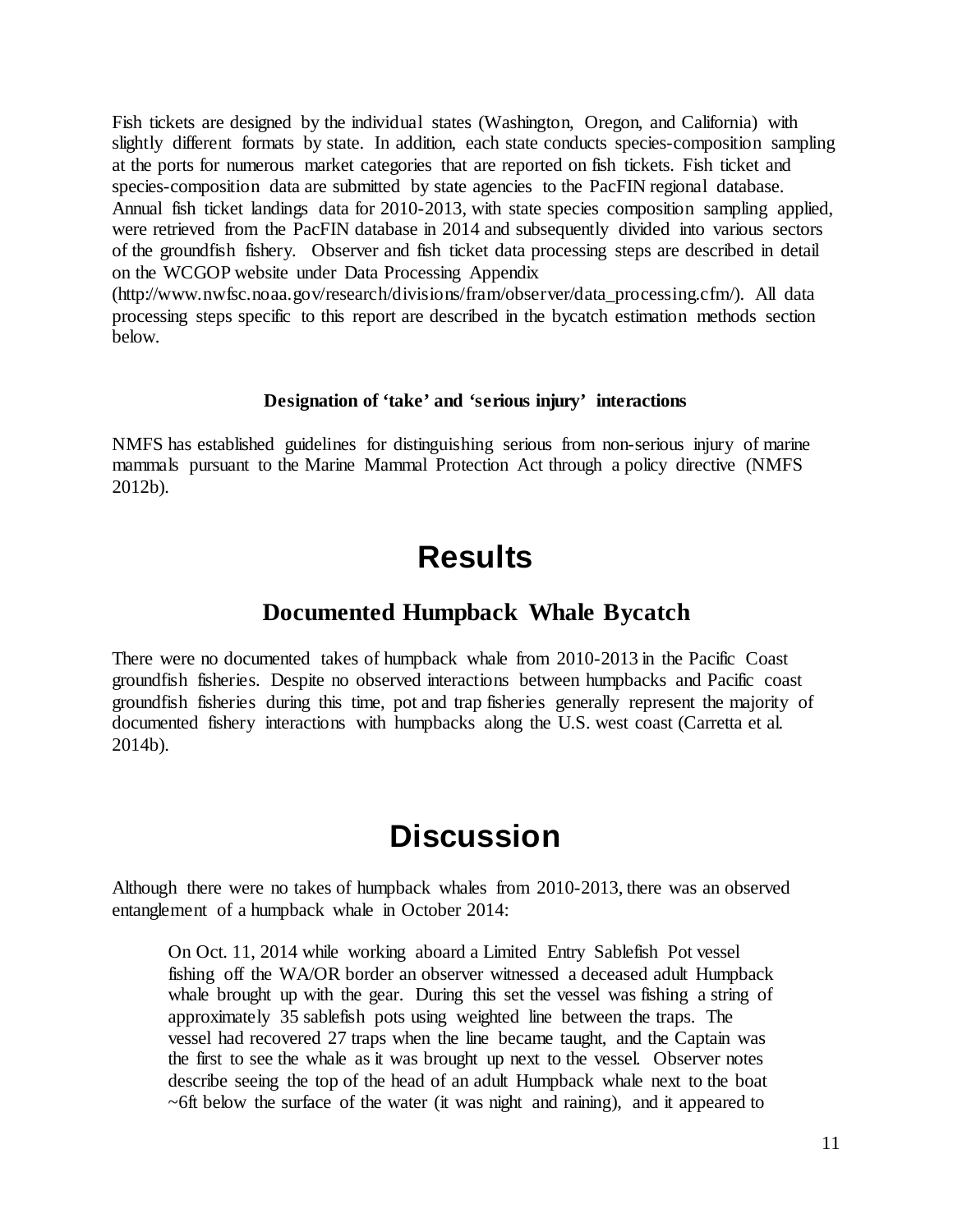Fish tickets are designed by the individual states (Washington, Oregon, and California) with slightly different formats by state. In addition, each state conducts species-composition sampling at the ports for numerous market categories that are reported on fish tickets. Fish ticket and species-composition data are submitted by state agencies to the PacFIN regional database. Annual fish ticket landings data for 2010-2013, with state species composition sampling applied, were retrieved from the PacFIN database in 2014 and subsequently divided into various sectors of the groundfish fishery. Observer and fish ticket data processing steps are described in detail on the WCGOP website under Data Processing Appendix (http://www.nwfsc.noaa.gov/research/divisions/fram/observer/data_processing.cfm/). All data processing steps specific to this report are described in the bycatch estimation methods section below.

#### Designation of 'take' and 'serious injury' interactions

NMFS has established guidelines for distinguishing serious from non-serious injury of marine mammals pursuant to the Marine Mammal Protection Act through a policy directive (NMFS 2012b).

# Results

## Documented Humpback Whale Bycatch

There were no documented takes of humpback whale from 2010-2013 in the Pacific Coast groundfish fisheries. Despite no observed interactions between humpbacks and Pacific coast groundfish fisheries during this time, pot and trap fisheries generally represent the majority of documented fishery interactions with humpbacks along the U.S. west coast (Carretta et al. 2014b).

# Discussion

Although there were no takes of humpback whales from 2010-2013, there was an observed entanglement of a humpback whale in October 2014:

> On Oct. 11, 2014 while working aboard a Limited Entry Sablefish Pot vessel fishing off the WA/OR border an observer witnessed a deceased adult Humpback whale brought up with the gear. During this set the vessel was fishing a string of approximately 35 sablefish pots using weighted line between the traps. The vessel had recovered 27 traps when the line became taught, and the Captain was the first to see the whale as it was brought up next to the vessel. Observer notes describe seeing the top of the head of an adult Humpback whale next to the boat ~6ft below the surface of the water (it was night and raining), and it appeared to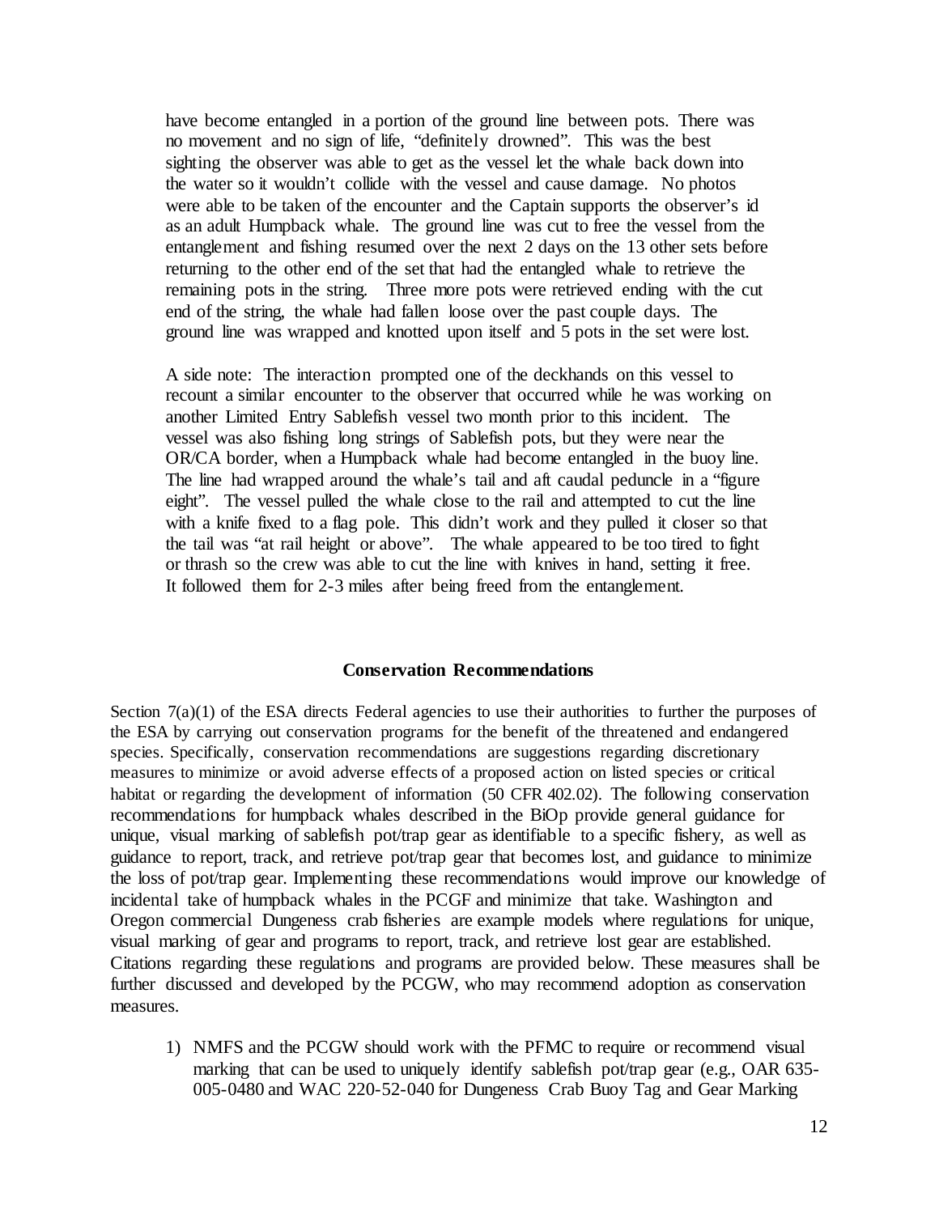have become entangled in a portion of the ground line between pots. There was no movement and no sign of life, "definitely drowned". This was the best sighting the observer was able to get as the vessel let the whale back down into the water so it wouldn't collide with the vessel and cause damage. No photos were able to be taken of the encounter and the Captain supports the observer's id as an adult Humpback whale. The ground line was cut to free the vessel from the entanglement and fishing resumed over the next 2 days on the 13 other sets before returning to the other end of the set that had the entangled whale to retrieve the remaining pots in the string. Three more pots were retrieved ending with the cut end of the string, the whale had fallen loose over the past couple days. The ground line was wrapped and knotted upon itself and 5 pots in the set were lost.

A side note: The interaction prompted one of the deckhands on this vessel to recount a similar encounter to the observer that occurred while he was working on another Limited Entry Sablefish vessel two month prior to this incident. The vessel was also fishing long strings of Sablefish pots, but they were near the OR/CA border, when a Humpback whale had become entangled in the buoy line. The line had wrapped around the whale's tail and aft caudal peduncle in a "figure eight". The vessel pulled the whale close to the rail and attempted to cut the line with a knife fixed to a flag pole. This didn't work and they pulled it closer so that the tail was "at rail height or above". The whale appeared to be too tired to fight or thrash so the crew was able to cut the line with knives in hand, setting it free. It followed them for 2-3 miles after being freed from the entanglement.

## Conservation Recommendations

Section 7(a)(1) of the ESA directs Federal agencies to use their authorities to further the purposes of the ESA by carrying out conservation programs for the benefit of the threatened and endangered species. Specifically, conservation recommendations are suggestions regarding discretionary measures to minimize or avoid adverse effects of a proposed action on listed species or critical habitat or regarding the development of information (50 CFR 402.02). The following conservation recommendations for humpback whales described in the BiOp provide general guidance for unique, visual marking of sablefish pot/trap gear as identifiable to a specific fishery, as well as guidance to report, track, and retrieve pot/trap gear that becomes lost, and guidance to minimize the loss of pot/trap gear. Implementing these recommendations would improve our knowledge of incidental take of humpback whales in the PCGF and minimize that take. Washington and Oregon commercial Dungeness crab fisheries are example models where regulations for unique, visual marking of gear and programs to report, track, and retrieve lost gear are established. Citations regarding these regulations and programs are provided below. These measures shall be further discussed and developed by the PCGW, who may recommend adoption as conservation measures.

1) NMFS and the PCGW should work with the PFMC to require or recommend visual marking that can be used to uniquely identify sablefish pot/trap gear (e.g., OAR 635-005-0480 and WAC 220-52-040 for Dungeness Crab Buoy Tag and Gear Marking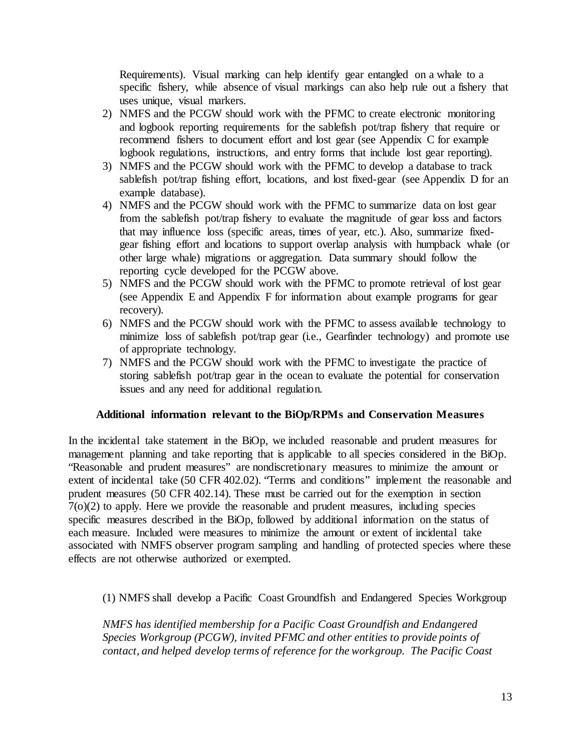Requirements). Visual marking can help identify gear entangled on a whale to a specific fishery, while absence of visual markings can also help rule out a fishery that uses unique, visual markers.

2) NMFS and the PCGW should work with the PFMC to create electronic monitoring and logbook reporting requirements for the sablefish pot/trap fishery that require or recommend fishers to document effort and lost gear (see Appendix C for example logbook regulations, instructions, and entry forms that include lost gear reporting).
3) NMFS and the PCGW should work with the PFMC to develop a database to track sablefish pot/trap fishing effort, locations, and lost fixed-gear (see Appendix D for an example database).
4) NMFS and the PCGW should work with the PFMC to summarize data on lost gear from the sablefish pot/trap fishery to evaluate the magnitude of gear loss and factors that may influence loss (specific areas, times of year, etc.). Also, summarize fixed-gear fishing effort and locations to support overlap analysis with humpback whale (or other large whale) migrations or aggregation. Data summary should follow the reporting cycle developed for the PCGW above.
5) NMFS and the PCGW should work with the PFMC to promote retrieval of lost gear (see Appendix E and Appendix F for information about example programs for gear recovery).
6) NMFS and the PCGW should work with the PFMC to assess available technology to minimize loss of sablefish pot/trap gear (i.e., Gearfinder technology) and promote use of appropriate technology.
7) NMFS and the PCGW should work with the PFMC to investigate the practice of storing sablefish pot/trap gear in the ocean to evaluate the potential for conservation issues and any need for additional regulation.

**Additional information relevant to the BiOp/RPMs and Conservation Measures**

In the incidental take statement in the BiOp, we included reasonable and prudent measures for management planning and take reporting that is applicable to all species considered in the BiOp. "Reasonable and prudent measures" are nondiscretionary measures to minimize the amount or extent of incidental take (50 CFR 402.02). "Terms and conditions" implement the reasonable and prudent measures (50 CFR 402.14). These must be carried out for the exemption in section 7(o)(2) to apply. Here we provide the reasonable and prudent measures, including species specific measures described in the BiOp, followed by additional information on the status of each measure. Included were measures to minimize the amount or extent of incidental take associated with NMFS observer program sampling and handling of protected species where these effects are not otherwise authorized or exempted.

(1) NMFS shall develop a Pacific Coast Groundfish and Endangered Species Workgroup

*NMFS has identified membership for a Pacific Coast Groundfish and Endangered Species Workgroup (PCGW), invited PFMC and other entities to provide points of contact, and helped develop terms of reference for the workgroup. The Pacific Coast*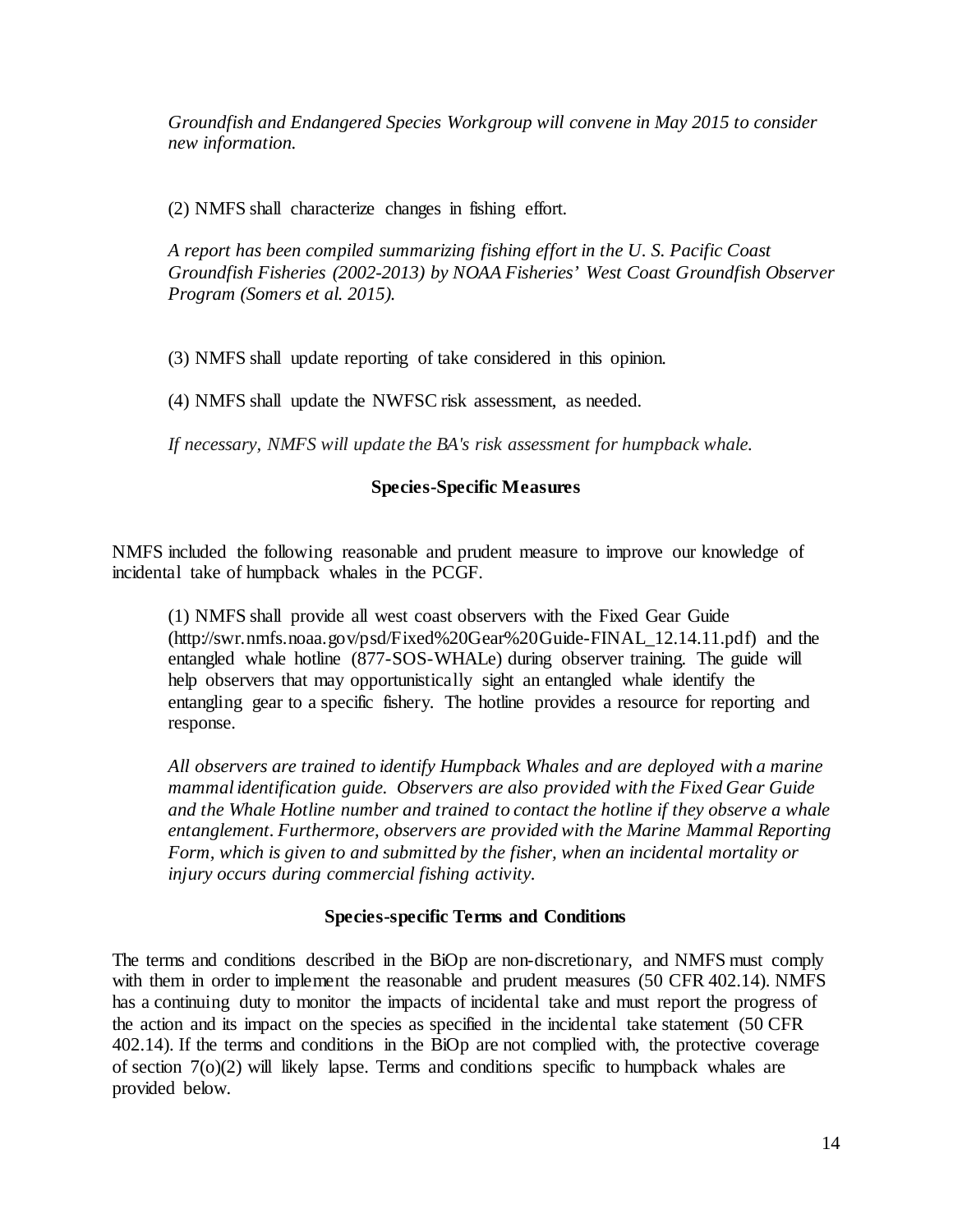*Groundfish and Endangered Species Workgroup will convene in May 2015 to consider new information.*

(2) NMFS shall characterize changes in fishing effort.

*A report has been compiled summarizing fishing effort in the U. S. Pacific Coast Groundfish Fisheries (2002-2013) by NOAA Fisheries' West Coast Groundfish Observer Program (Somers et al. 2015).*

(3) NMFS shall update reporting of take considered in this opinion.

(4) NMFS shall update the NWFSC risk assessment, as needed.

*If necessary, NMFS will update the BA's risk assessment for humpback whale.*

**Species-Specific Measures**

NMFS included the following reasonable and prudent measure to improve our knowledge of incidental take of humpback whales in the PCGF.

(1) NMFS shall provide all west coast observers with the Fixed Gear Guide (http://swr.nmfs.noaa.gov/psd/Fixed%20Gear%20Guide-FINAL_12.14.11.pdf) and the entangled whale hotline (877-SOS-WHALe) during observer training. The guide will help observers that may opportunistically sight an entangled whale identify the entangling gear to a specific fishery. The hotline provides a resource for reporting and response.

*All observers are trained to identify Humpback Whales and are deployed with a marine mammal identification guide. Observers are also provided with the Fixed Gear Guide and the Whale Hotline number and trained to contact the hotline if they observe a whale entanglement. Furthermore, observers are provided with the Marine Mammal Reporting Form, which is given to and submitted by the fisher, when an incidental mortality or injury occurs during commercial fishing activity.*

**Species-specific Terms and Conditions**

The terms and conditions described in the BiOp are non-discretionary, and NMFS must comply with them in order to implement the reasonable and prudent measures (50 CFR 402.14). NMFS has a continuing duty to monitor the impacts of incidental take and must report the progress of the action and its impact on the species as specified in the incidental take statement (50 CFR 402.14). If the terms and conditions in the BiOp are not complied with, the protective coverage of section 7(o)(2) will likely lapse. Terms and conditions specific to humpback whales are provided below.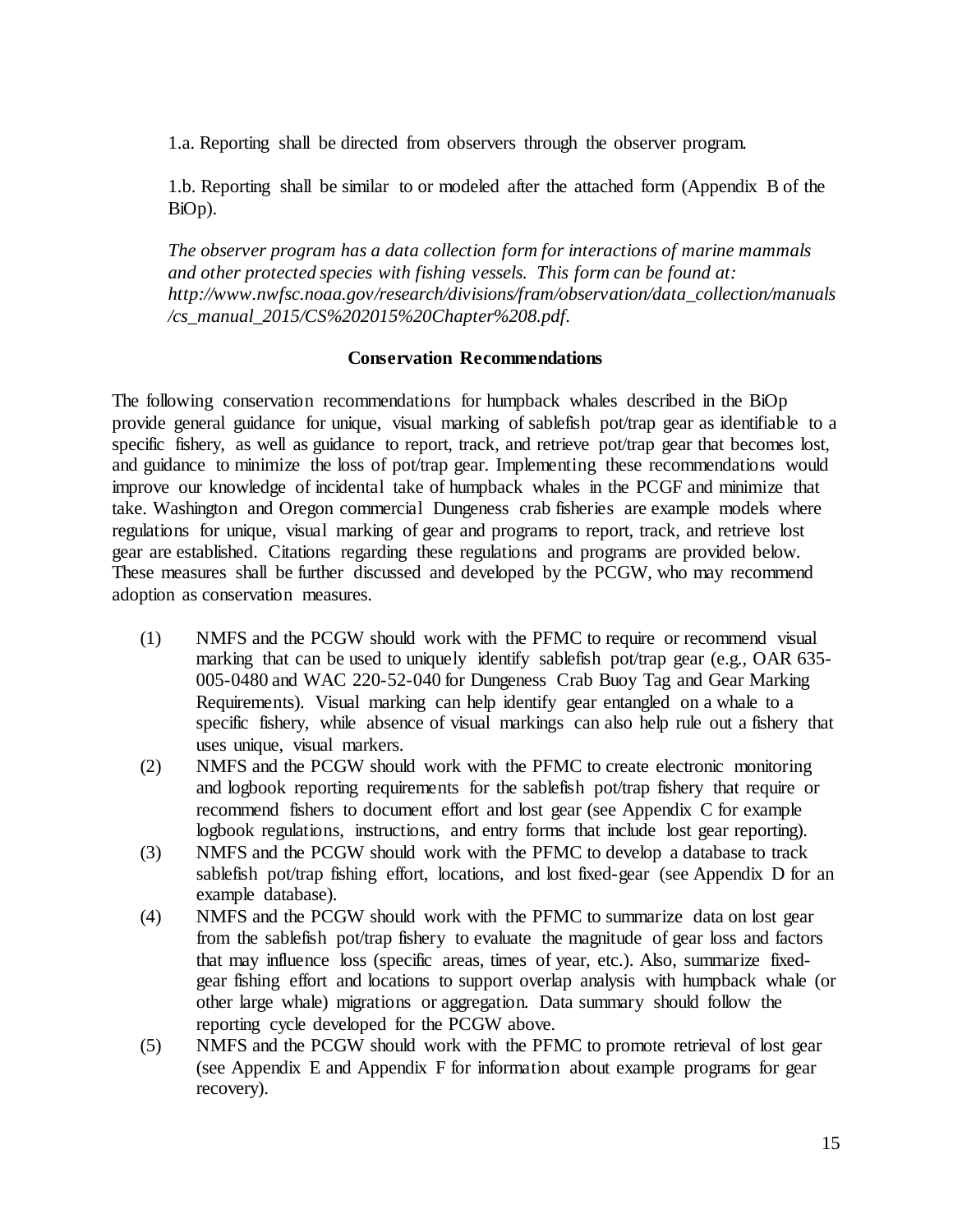1.a. Reporting shall be directed from observers through the observer program.

1.b. Reporting shall be similar to or modeled after the attached form (Appendix B of the BiOp).

*The observer program has a data collection form for interactions of marine mammals and other protected species with fishing vessels. This form can be found at: http://www.nwfsc.noaa.gov/research/divisions/fram/observation/data_collection/manuals/cs_manual_2015/CS%202015%20Chapter%208.pdf.*

**Conservation Recommendations**

The following conservation recommendations for humpback whales described in the BiOp provide general guidance for unique, visual marking of sablefish pot/trap gear as identifiable to a specific fishery, as well as guidance to report, track, and retrieve pot/trap gear that becomes lost, and guidance to minimize the loss of pot/trap gear. Implementing these recommendations would improve our knowledge of incidental take of humpback whales in the PCGF and minimize that take. Washington and Oregon commercial Dungeness crab fisheries are example models where regulations for unique, visual marking of gear and programs to report, track, and retrieve lost gear are established. Citations regarding these regulations and programs are provided below. These measures shall be further discussed and developed by the PCGW, who may recommend adoption as conservation measures.

(1) NMFS and the PCGW should work with the PFMC to require or recommend visual marking that can be used to uniquely identify sablefish pot/trap gear (e.g., OAR 635-005-0480 and WAC 220-52-040 for Dungeness Crab Buoy Tag and Gear Marking Requirements). Visual marking can help identify gear entangled on a whale to a specific fishery, while absence of visual markings can also help rule out a fishery that uses unique, visual markers.

(2) NMFS and the PCGW should work with the PFMC to create electronic monitoring and logbook reporting requirements for the sablefish pot/trap fishery that require or recommend fishers to document effort and lost gear (see Appendix C for example logbook regulations, instructions, and entry forms that include lost gear reporting).

(3) NMFS and the PCGW should work with the PFMC to develop a database to track sablefish pot/trap fishing effort, locations, and lost fixed-gear (see Appendix D for an example database).

(4) NMFS and the PCGW should work with the PFMC to summarize data on lost gear from the sablefish pot/trap fishery to evaluate the magnitude of gear loss and factors that may influence loss (specific areas, times of year, etc.). Also, summarize fixed-gear fishing effort and locations to support overlap analysis with humpback whale (or other large whale) migrations or aggregation. Data summary should follow the reporting cycle developed for the PCGW above.

(5) NMFS and the PCGW should work with the PFMC to promote retrieval of lost gear (see Appendix E and Appendix F for information about example programs for gear recovery).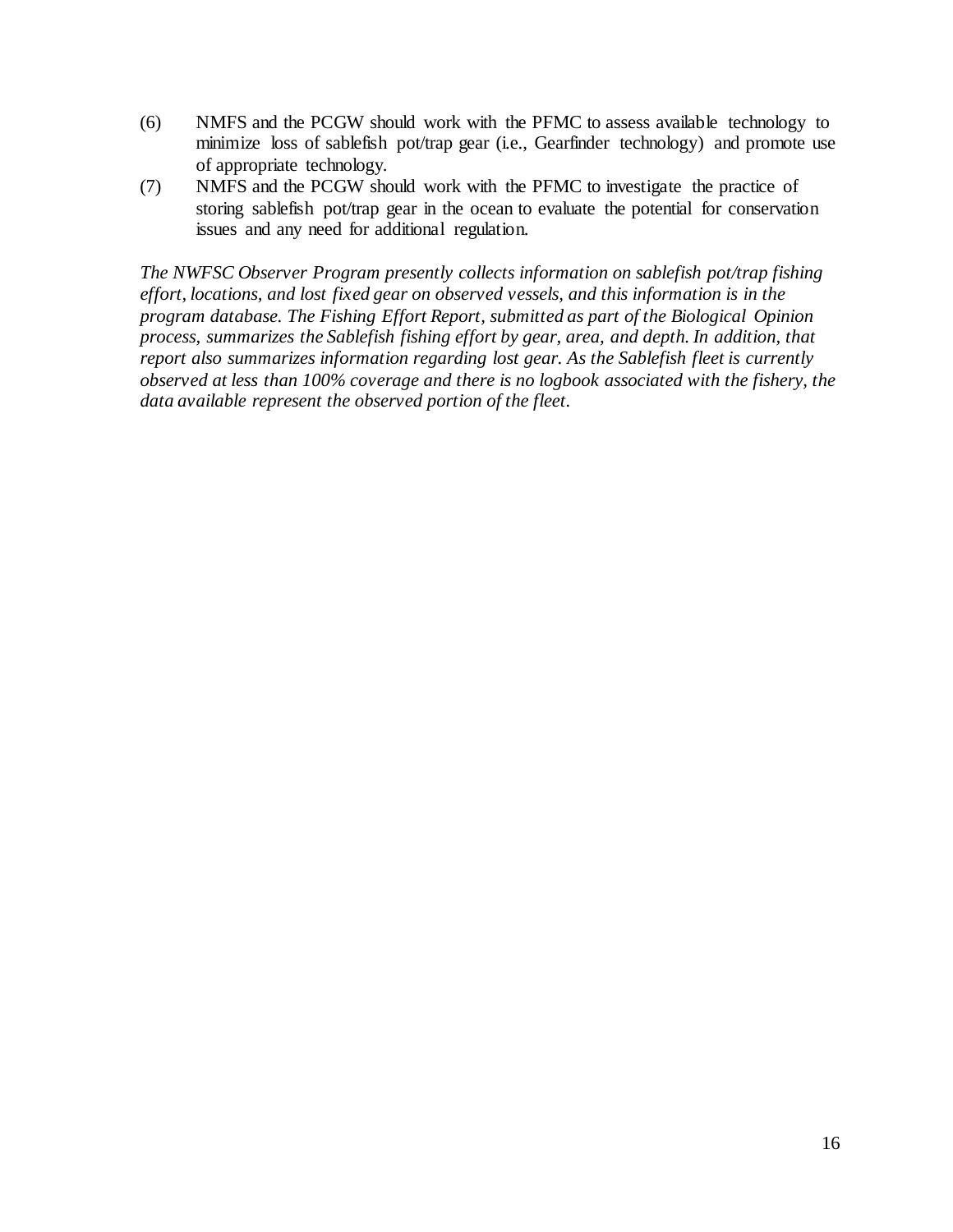(6) NMFS and the PCGW should work with the PFMC to assess available technology to minimize loss of sablefish pot/trap gear (i.e., Gearfinder technology) and promote use of appropriate technology.

(7) NMFS and the PCGW should work with the PFMC to investigate the practice of storing sablefish pot/trap gear in the ocean to evaluate the potential for conservation issues and any need for additional regulation.

*The NWFSC Observer Program presently collects information on sablefish pot/trap fishing effort, locations, and lost fixed gear on observed vessels, and this information is in the program database. The Fishing Effort Report, submitted as part of the Biological Opinion process, summarizes the Sablefish fishing effort by gear, area, and depth. In addition, that report also summarizes information regarding lost gear. As the Sablefish fleet is currently observed at less than 100% coverage and there is no logbook associated with the fishery, the data available represent the observed portion of the fleet.*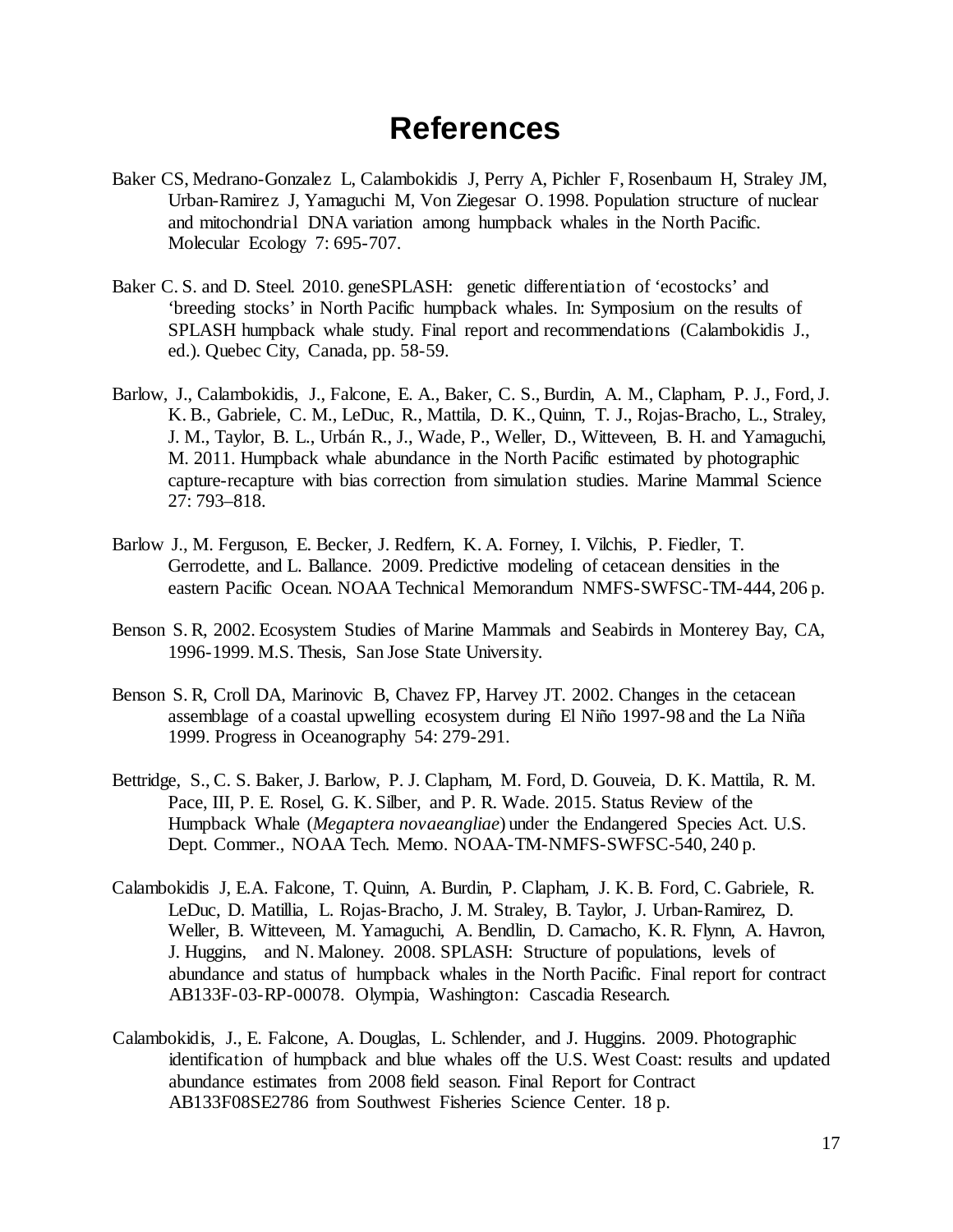# References

Baker CS, Medrano-Gonzalez L, Calambokidis J, Perry A, Pichler F, Rosenbaum H, Straley JM, Urban-Ramirez J, Yamaguchi M, Von Ziegesar O. 1998. Population structure of nuclear and mitochondrial DNA variation among humpback whales in the North Pacific. Molecular Ecology 7: 695-707.

Baker C. S. and D. Steel. 2010. geneSPLASH: genetic differentiation of 'ecostocks' and 'breeding stocks' in North Pacific humpback whales. In: Symposium on the results of SPLASH humpback whale study. Final report and recommendations (Calambokidis J., ed.). Quebec City, Canada, pp. 58-59.

Barlow, J., Calambokidis, J., Falcone, E. A., Baker, C. S., Burdin, A. M., Clapham, P. J., Ford, J. K. B., Gabriele, C. M., LeDuc, R., Mattila, D. K., Quinn, T. J., Rojas-Bracho, L., Straley, J. M., Taylor, B. L., Urbán R., J., Wade, P., Weller, D., Witteveen, B. H. and Yamaguchi, M. 2011. Humpback whale abundance in the North Pacific estimated by photographic capture-recapture with bias correction from simulation studies. Marine Mammal Science 27: 793–818.

Barlow J., M. Ferguson, E. Becker, J. Redfern, K. A. Forney, I. Vilchis, P. Fiedler, T. Gerrodette, and L. Ballance. 2009. Predictive modeling of cetacean densities in the eastern Pacific Ocean. NOAA Technical Memorandum NMFS-SWFSC-TM-444, 206 p.

Benson S. R, 2002. Ecosystem Studies of Marine Mammals and Seabirds in Monterey Bay, CA, 1996-1999. M.S. Thesis, San Jose State University.

Benson S. R, Croll DA, Marinovic B, Chavez FP, Harvey JT. 2002. Changes in the cetacean assemblage of a coastal upwelling ecosystem during El Niño 1997-98 and the La Niña 1999. Progress in Oceanography 54: 279-291.

Bettridge, S., C. S. Baker, J. Barlow, P. J. Clapham, M. Ford, D. Gouveia, D. K. Mattila, R. M. Pace, III, P. E. Rosel, G. K. Silber, and P. R. Wade. 2015. Status Review of the Humpback Whale (*Megaptera novaeangliae*) under the Endangered Species Act. U.S. Dept. Commer., NOAA Tech. Memo. NOAA-TM-NMFS-SWFSC-540, 240 p.

Calambokidis J, E.A. Falcone, T. Quinn, A. Burdin, P. Clapham, J. K. B. Ford, C. Gabriele, R. LeDuc, D. Matillia, L. Rojas-Bracho, J. M. Straley, B. Taylor, J. Urban-Ramirez, D. Weller, B. Witteveen, M. Yamaguchi, A. Bendlin, D. Camacho, K. R. Flynn, A. Havron, J. Huggins, and N. Maloney. 2008. SPLASH: Structure of populations, levels of abundance and status of humpback whales in the North Pacific. Final report for contract AB133F-03-RP-00078. Olympia, Washington: Cascadia Research.

Calambokidis, J., E. Falcone, A. Douglas, L. Schlender, and J. Huggins. 2009. Photographic identification of humpback and blue whales off the U.S. West Coast: results and updated abundance estimates from 2008 field season. Final Report for Contract AB133F08SE2786 from Southwest Fisheries Science Center. 18 p.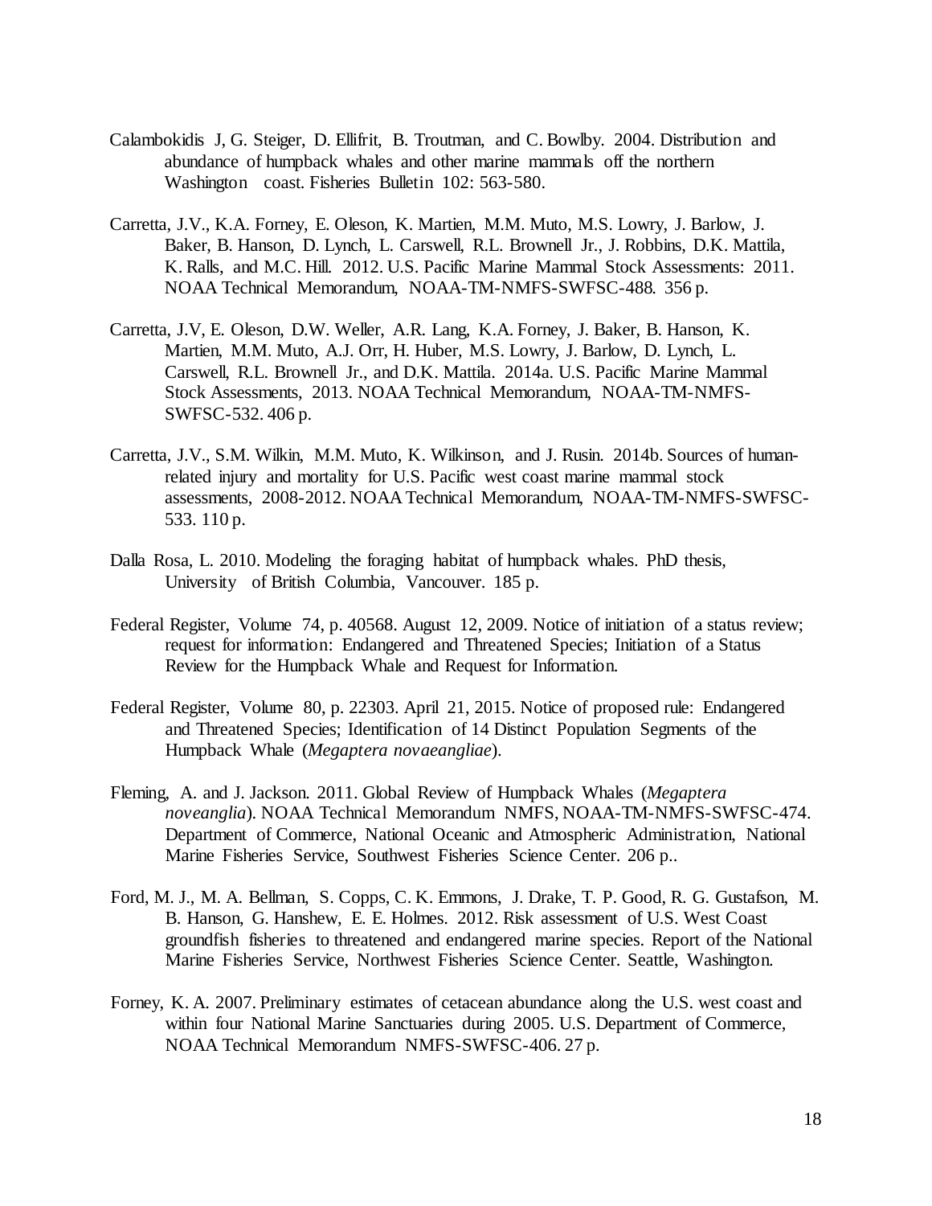Calambokidis J, G. Steiger, D. Ellifrit, B. Troutman, and C. Bowlby. 2004. Distribution and abundance of humpback whales and other marine mammals off the northern Washington coast. Fisheries Bulletin 102: 563-580.

Carretta, J.V., K.A. Forney, E. Oleson, K. Martien, M.M. Muto, M.S. Lowry, J. Barlow, J. Baker, B. Hanson, D. Lynch, L. Carswell, R.L. Brownell Jr., J. Robbins, D.K. Mattila, K. Ralls, and M.C. Hill. 2012. U.S. Pacific Marine Mammal Stock Assessments: 2011. NOAA Technical Memorandum, NOAA-TM-NMFS-SWFSC-488. 356 p.

Carretta, J.V, E. Oleson, D.W. Weller, A.R. Lang, K.A. Forney, J. Baker, B. Hanson, K. Martien, M.M. Muto, A.J. Orr, H. Huber, M.S. Lowry, J. Barlow, D. Lynch, L. Carswell, R.L. Brownell Jr., and D.K. Mattila. 2014a. U.S. Pacific Marine Mammal Stock Assessments, 2013. NOAA Technical Memorandum, NOAA-TM-NMFS-SWFSC-532. 406 p.

Carretta, J.V., S.M. Wilkin, M.M. Muto, K. Wilkinson, and J. Rusin. 2014b. Sources of human-related injury and mortality for U.S. Pacific west coast marine mammal stock assessments, 2008-2012. NOAA Technical Memorandum, NOAA-TM-NMFS-SWFSC-533. 110 p.

Dalla Rosa, L. 2010. Modeling the foraging habitat of humpback whales. PhD thesis, University of British Columbia, Vancouver. 185 p.

Federal Register, Volume 74, p. 40568. August 12, 2009. Notice of initiation of a status review; request for information: Endangered and Threatened Species; Initiation of a Status Review for the Humpback Whale and Request for Information.

Federal Register, Volume 80, p. 22303. April 21, 2015. Notice of proposed rule: Endangered and Threatened Species; Identification of 14 Distinct Population Segments of the Humpback Whale (*Megaptera novaeangliae*).

Fleming, A. and J. Jackson. 2011. Global Review of Humpback Whales (*Megaptera noveanglia*). NOAA Technical Memorandum NMFS, NOAA-TM-NMFS-SWFSC-474. Department of Commerce, National Oceanic and Atmospheric Administration, National Marine Fisheries Service, Southwest Fisheries Science Center. 206 p..

Ford, M. J., M. A. Bellman, S. Copps, C. K. Emmons, J. Drake, T. P. Good, R. G. Gustafson, M. B. Hanson, G. Hanshew, E. E. Holmes. 2012. Risk assessment of U.S. West Coast groundfish fisheries to threatened and endangered marine species. Report of the National Marine Fisheries Service, Northwest Fisheries Science Center. Seattle, Washington.

Forney, K. A. 2007. Preliminary estimates of cetacean abundance along the U.S. west coast and within four National Marine Sanctuaries during 2005. U.S. Department of Commerce, NOAA Technical Memorandum NMFS-SWFSC-406. 27 p.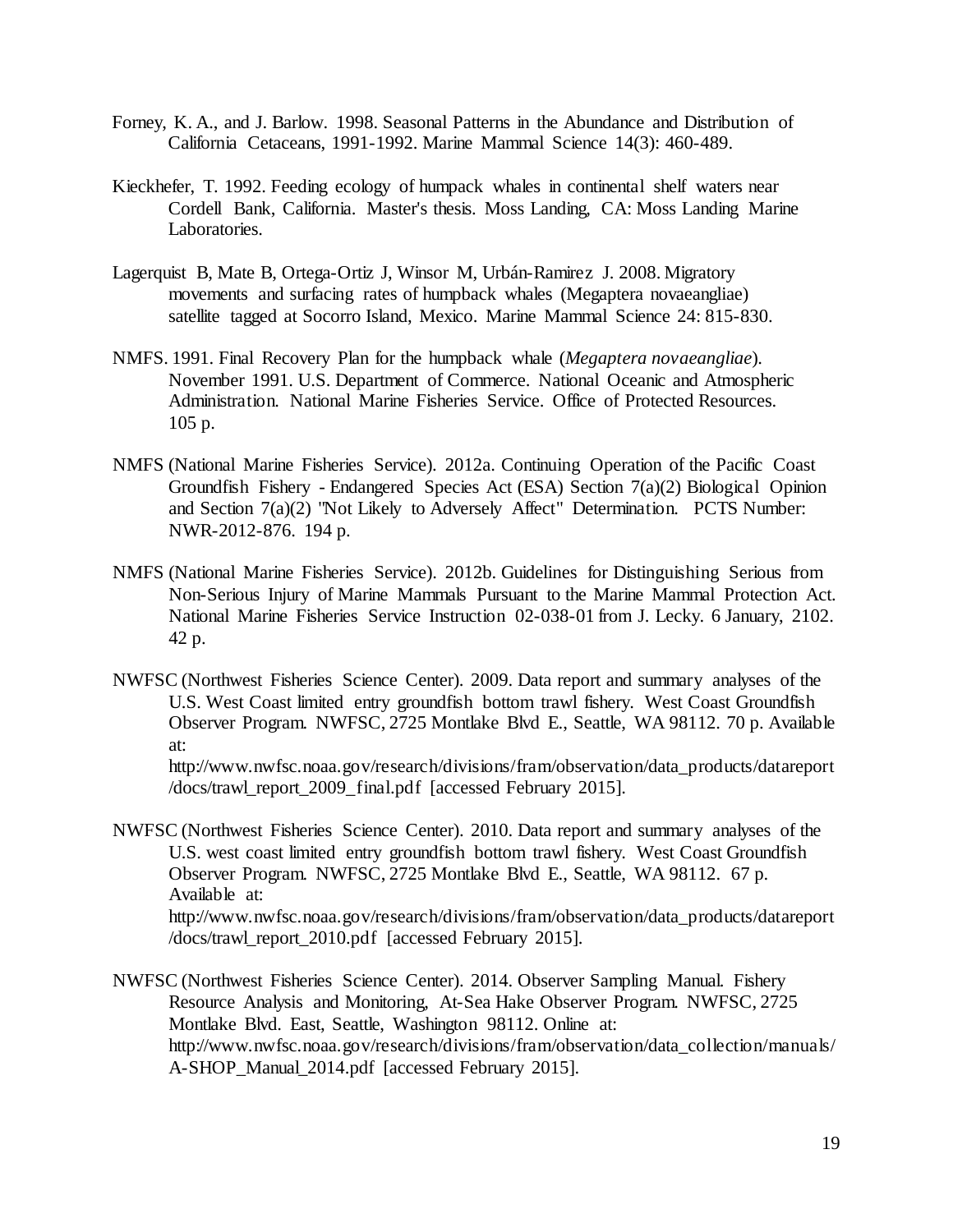Forney, K. A., and J. Barlow. 1998. Seasonal Patterns in the Abundance and Distribution of California Cetaceans, 1991-1992. Marine Mammal Science 14(3): 460-489.

Kieckhefer, T. 1992. Feeding ecology of humpack whales in continental shelf waters near Cordell Bank, California. Master's thesis. Moss Landing, CA: Moss Landing Marine Laboratories.

Lagerquist B, Mate B, Ortega-Ortiz J, Winsor M, Urbán-Ramirez J. 2008. Migratory movements and surfacing rates of humpback whales (Megaptera novaeangliae) satellite tagged at Socorro Island, Mexico. Marine Mammal Science 24: 815-830.

NMFS. 1991. Final Recovery Plan for the humpback whale (*Megaptera novaeangliae*). November 1991. U.S. Department of Commerce. National Oceanic and Atmospheric Administration. National Marine Fisheries Service. Office of Protected Resources. 105 p.

NMFS (National Marine Fisheries Service). 2012a. Continuing Operation of the Pacific Coast Groundfish Fishery - Endangered Species Act (ESA) Section 7(a)(2) Biological Opinion and Section 7(a)(2) "Not Likely to Adversely Affect" Determination. PCTS Number: NWR-2012-876. 194 p.

NMFS (National Marine Fisheries Service). 2012b. Guidelines for Distinguishing Serious from Non-Serious Injury of Marine Mammals Pursuant to the Marine Mammal Protection Act. National Marine Fisheries Service Instruction 02-038-01 from J. Lecky. 6 January, 2102. 42 p.

NWFSC (Northwest Fisheries Science Center). 2009. Data report and summary analyses of the U.S. West Coast limited entry groundfish bottom trawl fishery. West Coast Groundfish Observer Program. NWFSC, 2725 Montlake Blvd E., Seattle, WA 98112. 70 p. Available at: http://www.nwfsc.noaa.gov/research/divisions/fram/observation/data_products/datareport/docs/trawl_report_2009_final.pdf [accessed February 2015].

NWFSC (Northwest Fisheries Science Center). 2010. Data report and summary analyses of the U.S. west coast limited entry groundfish bottom trawl fishery. West Coast Groundfish Observer Program. NWFSC, 2725 Montlake Blvd E., Seattle, WA 98112. 67 p. Available at: http://www.nwfsc.noaa.gov/research/divisions/fram/observation/data_products/datareport/docs/trawl_report_2010.pdf [accessed February 2015].

NWFSC (Northwest Fisheries Science Center). 2014. Observer Sampling Manual. Fishery Resource Analysis and Monitoring, At-Sea Hake Observer Program. NWFSC, 2725 Montlake Blvd. East, Seattle, Washington 98112. Online at: http://www.nwfsc.noaa.gov/research/divisions/fram/observation/data_collection/manuals/A-SHOP_Manual_2014.pdf [accessed February 2015].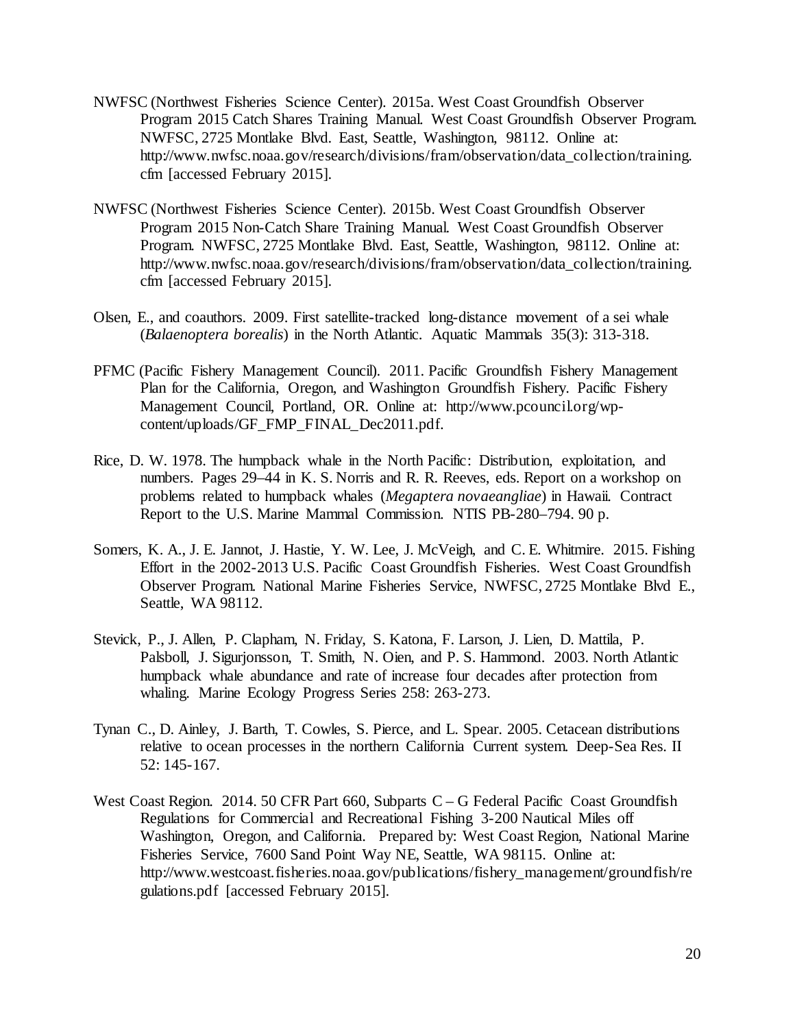NWFSC (Northwest Fisheries Science Center). 2015a. West Coast Groundfish Observer Program 2015 Catch Shares Training Manual. West Coast Groundfish Observer Program. NWFSC, 2725 Montlake Blvd. East, Seattle, Washington, 98112. Online at: http://www.nwfsc.noaa.gov/research/divisions/fram/observation/data_collection/training.cfm [accessed February 2015].

NWFSC (Northwest Fisheries Science Center). 2015b. West Coast Groundfish Observer Program 2015 Non-Catch Share Training Manual. West Coast Groundfish Observer Program. NWFSC, 2725 Montlake Blvd. East, Seattle, Washington, 98112. Online at: http://www.nwfsc.noaa.gov/research/divisions/fram/observation/data_collection/training.cfm [accessed February 2015].

Olsen, E., and coauthors. 2009. First satellite-tracked long-distance movement of a sei whale (*Balaenoptera borealis*) in the North Atlantic. Aquatic Mammals 35(3): 313-318.

PFMC (Pacific Fishery Management Council). 2011. Pacific Groundfish Fishery Management Plan for the California, Oregon, and Washington Groundfish Fishery. Pacific Fishery Management Council, Portland, OR. Online at: http://www.pcouncil.org/wp-content/uploads/GF_FMP_FINAL_Dec2011.pdf.

Rice, D. W. 1978. The humpback whale in the North Pacific: Distribution, exploitation, and numbers. Pages 29–44 in K. S. Norris and R. R. Reeves, eds. Report on a workshop on problems related to humpback whales (*Megaptera novaeangliae*) in Hawaii. Contract Report to the U.S. Marine Mammal Commission. NTIS PB-280–794. 90 p.

Somers, K. A., J. E. Jannot, J. Hastie, Y. W. Lee, J. McVeigh, and C. E. Whitmire. 2015. Fishing Effort in the 2002-2013 U.S. Pacific Coast Groundfish Fisheries. West Coast Groundfish Observer Program. National Marine Fisheries Service, NWFSC, 2725 Montlake Blvd E., Seattle, WA 98112.

Stevick, P., J. Allen, P. Clapham, N. Friday, S. Katona, F. Larson, J. Lien, D. Mattila, P. Palsboll, J. Sigurjonsson, T. Smith, N. Oien, and P. S. Hammond. 2003. North Atlantic humpback whale abundance and rate of increase four decades after protection from whaling. Marine Ecology Progress Series 258: 263-273.

Tynan C., D. Ainley, J. Barth, T. Cowles, S. Pierce, and L. Spear. 2005. Cetacean distributions relative to ocean processes in the northern California Current system. Deep-Sea Res. II 52: 145-167.

West Coast Region. 2014. 50 CFR Part 660, Subparts C – G Federal Pacific Coast Groundfish Regulations for Commercial and Recreational Fishing 3-200 Nautical Miles off Washington, Oregon, and California. Prepared by: West Coast Region, National Marine Fisheries Service, 7600 Sand Point Way NE, Seattle, WA 98115. Online at: http://www.westcoast.fisheries.noaa.gov/publications/fishery_management/groundfish/regulations.pdf [accessed February 2015].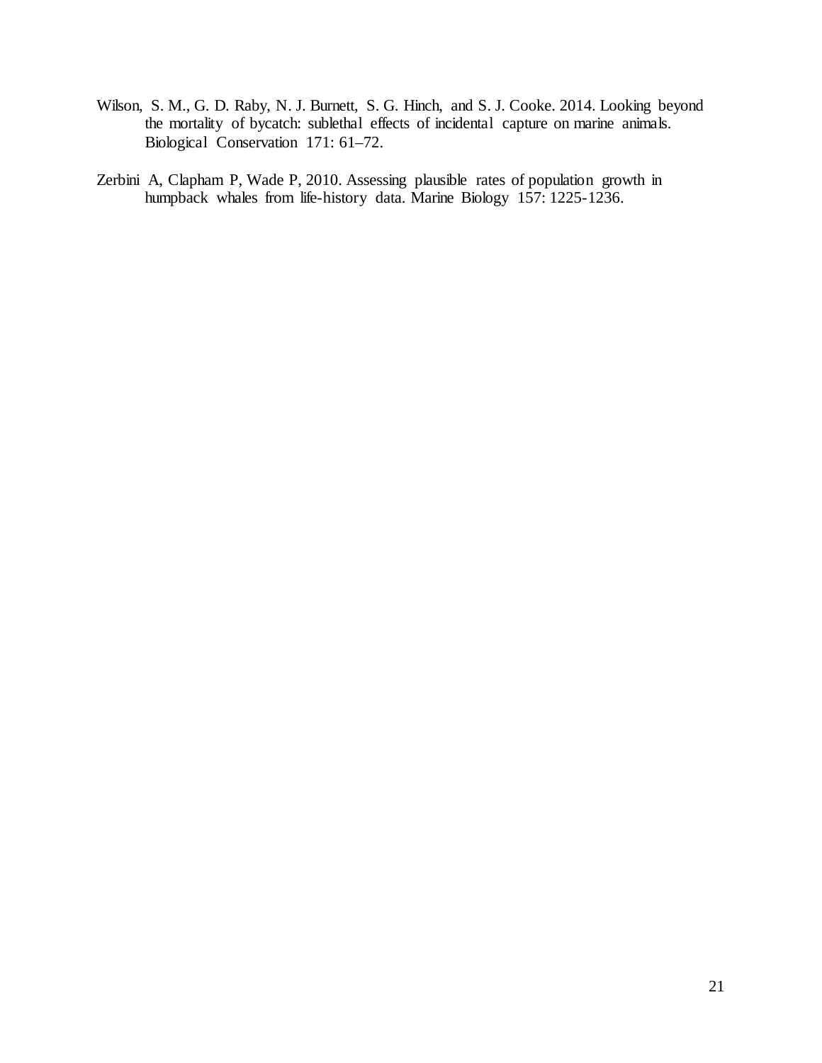Wilson, S. M., G. D. Raby, N. J. Burnett, S. G. Hinch, and S. J. Cooke. 2014. Looking beyond the mortality of bycatch: sublethal effects of incidental capture on marine animals. Biological Conservation 171: 61–72.

Zerbini A, Clapham P, Wade P, 2010. Assessing plausible rates of population growth in humpback whales from life-history data. Marine Biology 157: 1225-1236.